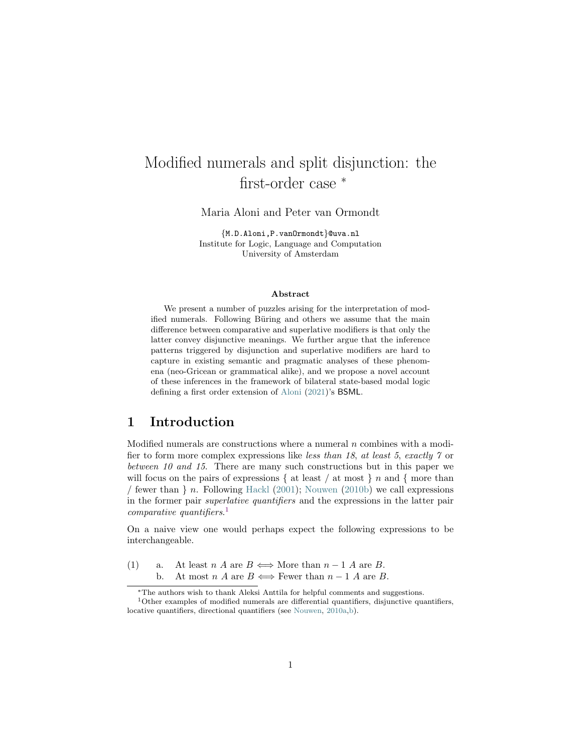# Modified numerals and split disjunction: the first-order case [*]

Maria Aloni and Peter van Ormondt

{M.D.Aloni,P.vanOrmondt}@uva.nl
Institute for Logic, Language and Computation
University of Amsterdam

### Abstract

We present a number of puzzles arising for the interpretation of modified numerals. Following Büring and others we assume that the main difference between comparative and superlative modifiers is that only the latter convey disjunctive meanings. We further argue that the inference patterns triggered by disjunction and superlative modifiers are hard to capture in existing semantic and pragmatic analyses of these phenomena (neo-Gricean or grammatical alike), and we propose a novel account of these inferences in the framework of bilateral state-based modal logic defining a first order extension of Aloni (2021)'s BSML.

## 1 Introduction

Modified numerals are constructions where a numeral $n$ combines with a modifier to form more complex expressions like *less than 18*, *at least 5*, *exactly 7* or *between 10 and 15*. There are many such constructions but in this paper we will focus on the pairs of expressions { at least / at most } $n$ and { more than / fewer than } $n$. Following Hackl (2001); Nouwen (2010b) we call expressions in the former pair *superlative quantifiers* and the expressions in the latter pair *comparative quantifiers*.[1]

On a naive view one would perhaps expect the following expressions to be interchangeable.

(1) a. At least $n$ $A$ are $B \Longleftrightarrow$ More than $n-1$ $A$ are $B$.
b. At most $n$ $A$ are $B \Longleftrightarrow$ Fewer than $n-1$ $A$ are $B$.

[*] The authors wish to thank Aleksi Anttila for helpful comments and suggestions.

[1] Other examples of modified numerals are differential quantifiers, disjunctive quantifiers, locative quantifiers, directional quantifiers (see Nouwen, 2010a,b).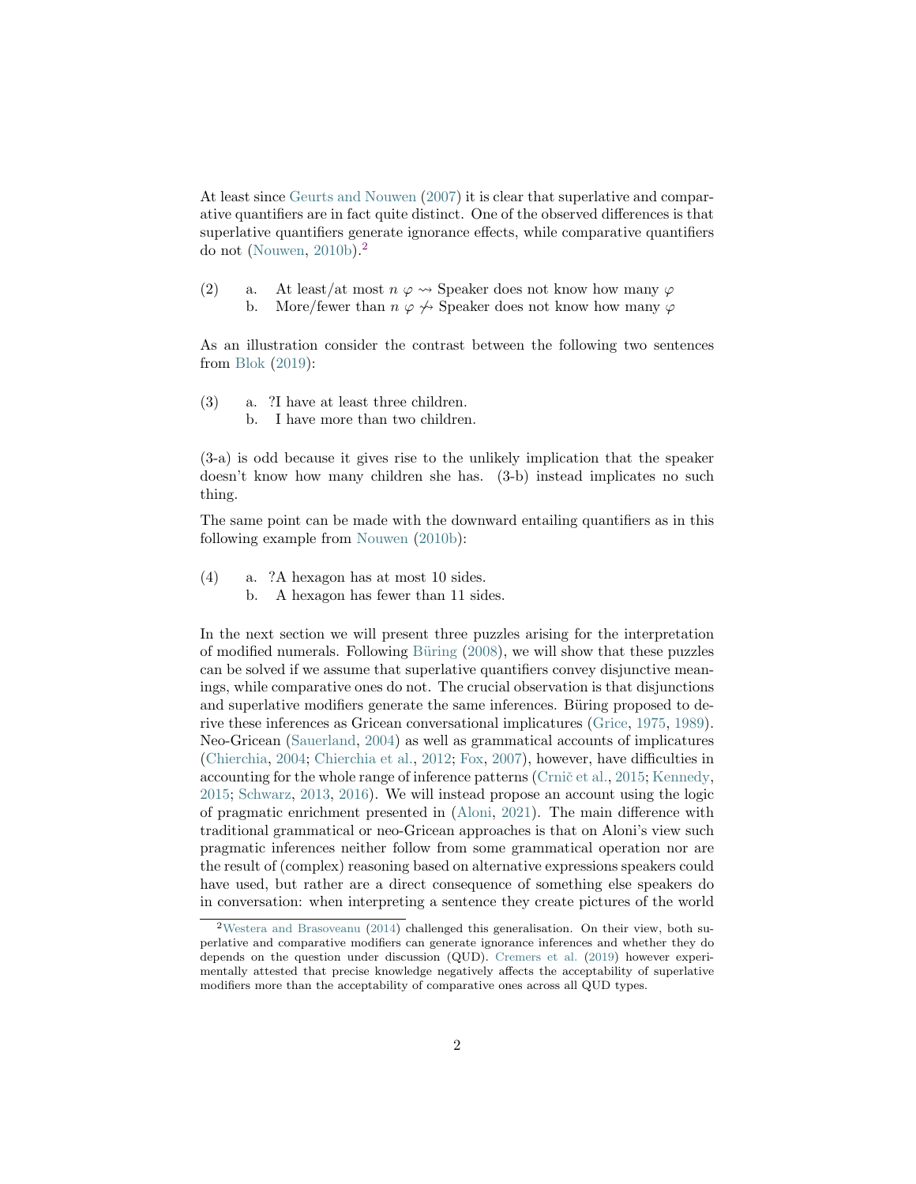At least since Geurts and Nouwen (2007) it is clear that superlative and comparative quantifiers are in fact quite distinct. One of the observed differences is that superlative quantifiers generate ignorance effects, while comparative quantifiers do not (Nouwen, 2010b).[2]

(2) a. At least/at most $n$ $\varphi \rightsquigarrow$ Speaker does not know how many $\varphi$
  b. More/fewer than $n$ $\varphi \not\rightsquigarrow$ Speaker does not know how many $\varphi$

As an illustration consider the contrast between the following two sentences from Blok (2019):

(3) a. ?I have at least three children.
  b. I have more than two children.

(3-a) is odd because it gives rise to the unlikely implication that the speaker doesn't know how many children she has. (3-b) instead implicates no such thing.

The same point can be made with the downward entailing quantifiers as in this following example from Nouwen (2010b):

(4) a. ?A hexagon has at most 10 sides.
  b. A hexagon has fewer than 11 sides.

In the next section we will present three puzzles arising for the interpretation of modified numerals. Following Büring (2008), we will show that these puzzles can be solved if we assume that superlative quantifiers convey disjunctive meanings, while comparative ones do not. The crucial observation is that disjunctions and superlative modifiers generate the same inferences. Büring proposed to derive these inferences as Gricean conversational implicatures (Grice, 1975, 1989). Neo-Gricean (Sauerland, 2004) as well as grammatical accounts of implicatures (Chierchia, 2004; Chierchia et al., 2012; Fox, 2007), however, have difficulties in accounting for the whole range of inference patterns (Crnič et al., 2015; Kennedy, 2015; Schwarz, 2013, 2016). We will instead propose an account using the logic of pragmatic enrichment presented in (Aloni, 2021). The main difference with traditional grammatical or neo-Gricean approaches is that on Aloni's view such pragmatic inferences neither follow from some grammatical operation nor are the result of (complex) reasoning based on alternative expressions speakers could have used, but rather are a direct consequence of something else speakers do in conversation: when interpreting a sentence they create pictures of the world

[2] Westera and Brasoveanu (2014) challenged this generalisation. On their view, both superlative and comparative modifiers can generate ignorance inferences and whether they do depends on the question under discussion (QUD). Cremers et al. (2019) however experimentally attested that precise knowledge negatively affects the acceptability of superlative modifiers more than the acceptability of comparative ones across all QUD types.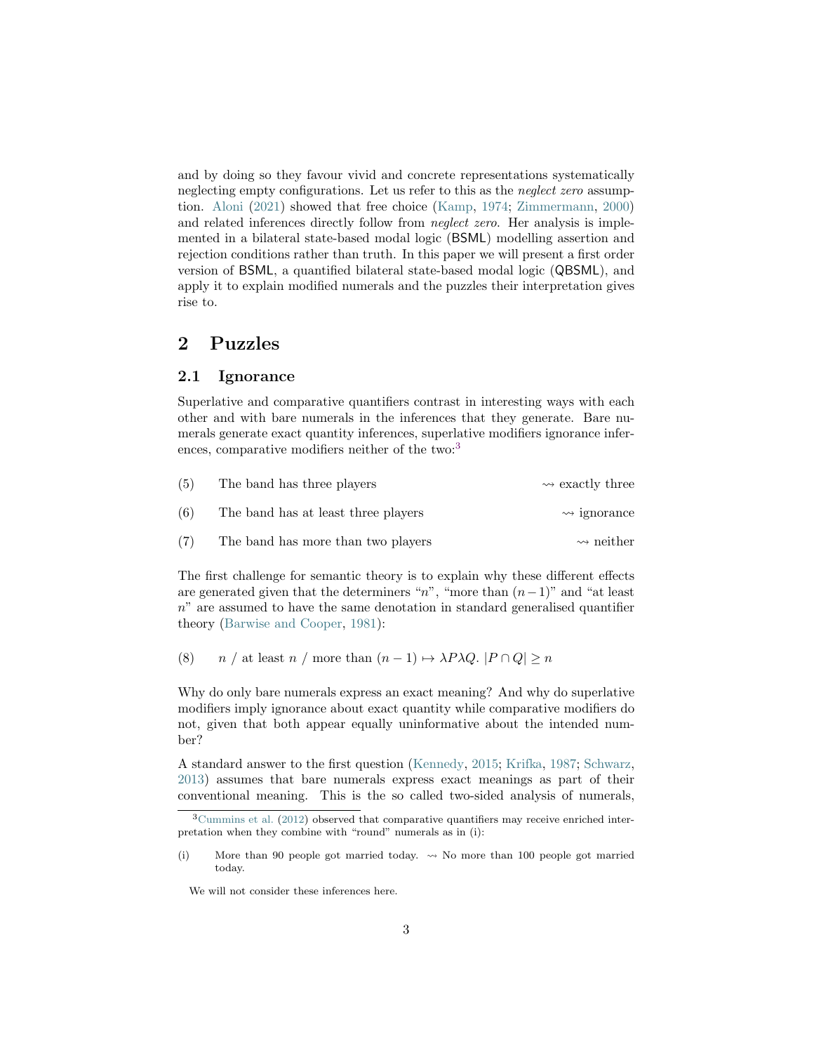and by doing so they favour vivid and concrete representations systematically neglecting empty configurations. Let us refer to this as the *neglect zero* assumption. Aloni (2021) showed that free choice (Kamp, 1974; Zimmermann, 2000) and related inferences directly follow from *neglect zero*. Her analysis is implemented in a bilateral state-based modal logic (BSML) modelling assertion and rejection conditions rather than truth. In this paper we will present a first order version of BSML, a quantified bilateral state-based modal logic (QBSML), and apply it to explain modified numerals and the puzzles their interpretation gives rise to.

## 2 Puzzles

### 2.1 Ignorance

Superlative and comparative quantifiers contrast in interesting ways with each other and with bare numerals in the inferences that they generate. Bare numerals generate exact quantity inferences, superlative modifiers ignorance inferences, comparative modifiers neither of the two:[3]

(5) The band has three players $\rightsquigarrow$ exactly three

(6) The band has at least three players $\rightsquigarrow$ ignorance

(7) The band has more than two players $\rightsquigarrow$ neither

The first challenge for semantic theory is to explain why these different effects are generated given that the determiners "$n$", "more than $(n-1)$" and "at least $n$" are assumed to have the same denotation in standard generalised quantifier theory (Barwise and Cooper, 1981):

(8) $n$ / at least $n$ / more than $(n-1) \mapsto \lambda P \lambda Q.\ |P \cap Q| \geq n$

Why do only bare numerals express an exact meaning? And why do superlative modifiers imply ignorance about exact quantity while comparative modifiers do not, given that both appear equally uninformative about the intended number?

A standard answer to the first question (Kennedy, 2015; Krifka, 1987; Schwarz, 2013) assumes that bare numerals express exact meanings as part of their conventional meaning. This is the so called two-sided analysis of numerals,

[3] Cummins et al. (2012) observed that comparative quantifiers may receive enriched interpretation when they combine with "round" numerals as in (i):

(i) More than 90 people got married today. $\rightsquigarrow$ No more than 100 people got married today.

We will not consider these inferences here.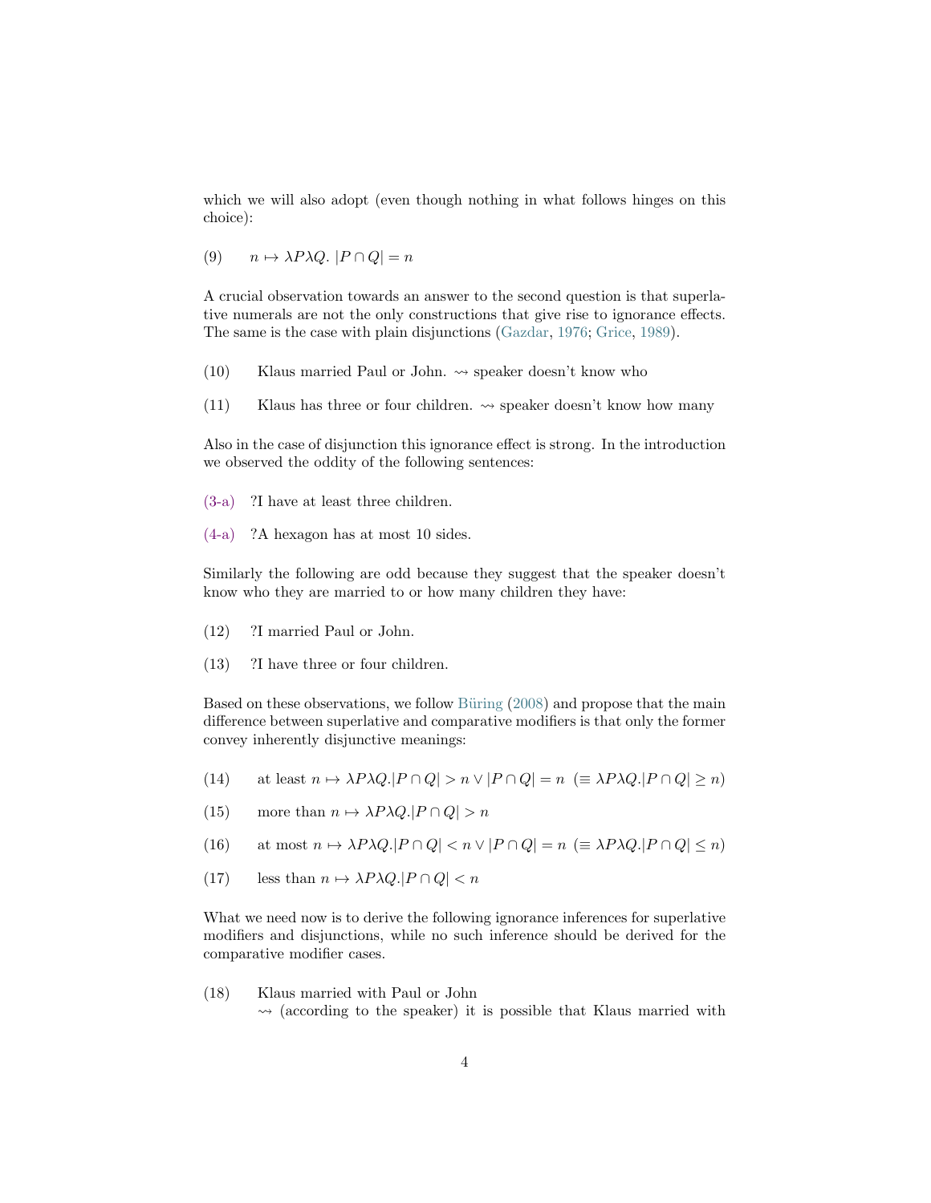which we will also adopt (even though nothing in what follows hinges on this choice):

(9) $n \mapsto \lambda P \lambda Q.\ |P \cap Q| = n$

A crucial observation towards an answer to the second question is that superlative numerals are not the only constructions that give rise to ignorance effects. The same is the case with plain disjunctions (Gazdar, 1976; Grice, 1989).

(10) Klaus married Paul or John. $\rightsquigarrow$ speaker doesn't know who

(11) Klaus has three or four children. $\rightsquigarrow$ speaker doesn't know how many

Also in the case of disjunction this ignorance effect is strong. In the introduction we observed the oddity of the following sentences:

(3-a) ?I have at least three children.

(4-a) ?A hexagon has at most 10 sides.

Similarly the following are odd because they suggest that the speaker doesn't know who they are married to or how many children they have:

(12) ?I married Paul or John.

(13) ?I have three or four children.

Based on these observations, we follow Büring (2008) and propose that the main difference between superlative and comparative modifiers is that only the former convey inherently disjunctive meanings:

(14) at least $n \mapsto \lambda P \lambda Q. |P \cap Q| > n \vee |P \cap Q| = n$ ($\equiv \lambda P \lambda Q. |P \cap Q| \geq n$)

(15) more than $n \mapsto \lambda P \lambda Q. |P \cap Q| > n$

(16) at most $n \mapsto \lambda P \lambda Q. |P \cap Q| < n \vee |P \cap Q| = n$ ($\equiv \lambda P \lambda Q. |P \cap Q| \leq n$)

(17) less than $n \mapsto \lambda P \lambda Q. |P \cap Q| < n$

What we need now is to derive the following ignorance inferences for superlative modifiers and disjunctions, while no such inference should be derived for the comparative modifier cases.

(18) Klaus married with Paul or John
$\rightsquigarrow$ (according to the speaker) it is possible that Klaus married with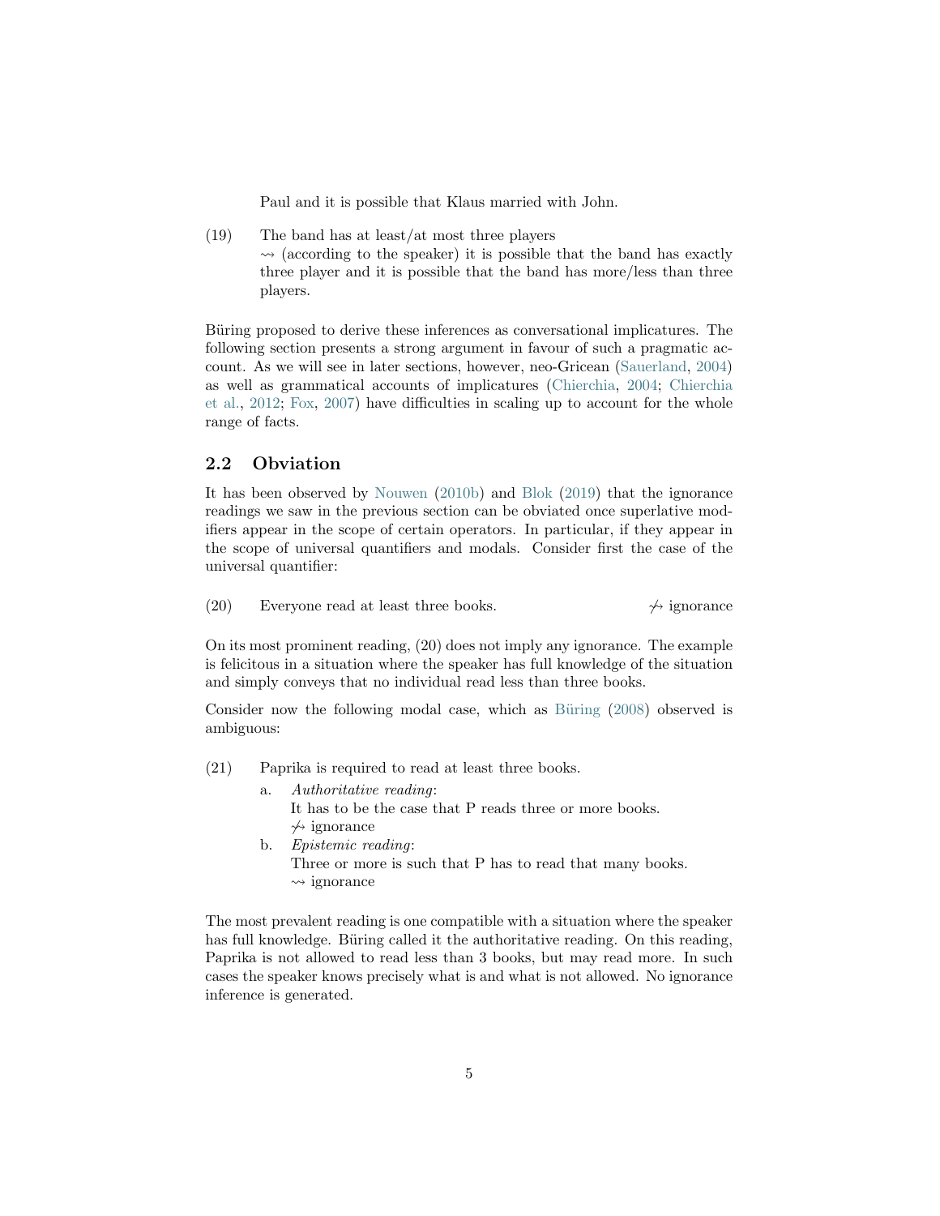Paul and it is possible that Klaus married with John.

(19) The band has at least/at most three players
$\rightsquigarrow$ (according to the speaker) it is possible that the band has exactly three player and it is possible that the band has more/less than three players.

Büring proposed to derive these inferences as conversational implicatures. The following section presents a strong argument in favour of such a pragmatic account. As we will see in later sections, however, neo-Gricean (Sauerland, 2004) as well as grammatical accounts of implicatures (Chierchia, 2004; Chierchia et al., 2012; Fox, 2007) have difficulties in scaling up to account for the whole range of facts.

## 2.2 Obviation

It has been observed by Nouwen (2010b) and Blok (2019) that the ignorance readings we saw in the previous section can be obviated once superlative modifiers appear in the scope of certain operators. In particular, if they appear in the scope of universal quantifiers and modals. Consider first the case of the universal quantifier:

(20) Everyone read at least three books. $\not\rightsquigarrow$ ignorance

On its most prominent reading, (20) does not imply any ignorance. The example is felicitous in a situation where the speaker has full knowledge of the situation and simply conveys that no individual read less than three books.

Consider now the following modal case, which as Büring (2008) observed is ambiguous:

(21) Paprika is required to read at least three books.
  a. *Authoritative reading*:
     It has to be the case that P reads three or more books.
     $\not\rightsquigarrow$ ignorance
  b. *Epistemic reading*:
     Three or more is such that P has to read that many books.
     $\rightsquigarrow$ ignorance

The most prevalent reading is one compatible with a situation where the speaker has full knowledge. Büring called it the authoritative reading. On this reading, Paprika is not allowed to read less than 3 books, but may read more. In such cases the speaker knows precisely what is and what is not allowed. No ignorance inference is generated.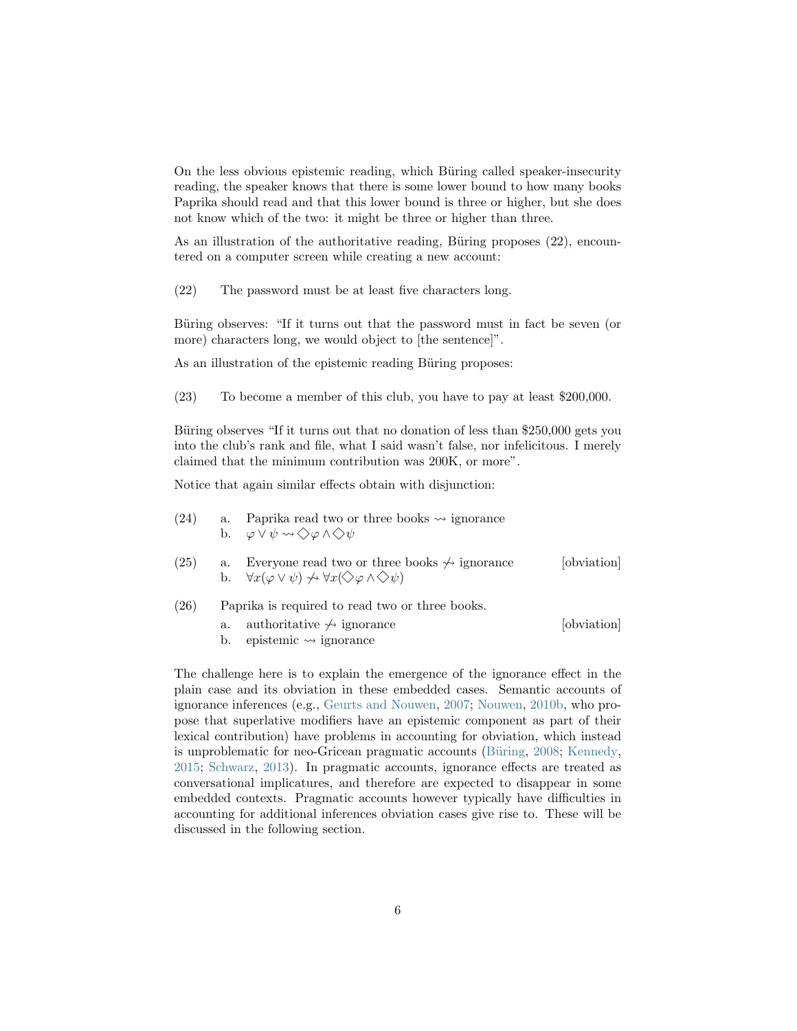On the less obvious epistemic reading, which Büring called speaker-insecurity reading, the speaker knows that there is some lower bound to how many books Paprika should read and that this lower bound is three or higher, but she does not know which of the two: it might be three or higher than three.

As an illustration of the authoritative reading, Büring proposes (22), encountered on a computer screen while creating a new account:

(22) The password must be at least five characters long.

Büring observes: "If it turns out that the password must in fact be seven (or more) characters long, we would object to [the sentence]".

As an illustration of the epistemic reading Büring proposes:

(23) To become a member of this club, you have to pay at least $200,000.

Büring observes "If it turns out that no donation of less than $250,000 gets you into the club's rank and file, what I said wasn't false, nor infelicitous. I merely claimed that the minimum contribution was 200K, or more".

Notice that again similar effects obtain with disjunction:

(24) a. Paprika read two or three books $\rightsquigarrow$ ignorance
  b. $\varphi \vee \psi \rightsquigarrow \Diamond\varphi \wedge \Diamond\psi$

(25) a. Everyone read two or three books $\not\rightsquigarrow$ ignorance [obviation]
  b. $\forall x(\varphi \vee \psi) \not\rightsquigarrow \forall x(\Diamond\varphi \wedge \Diamond\psi)$

(26) Paprika is required to read two or three books.
  a. authoritative $\not\rightsquigarrow$ ignorance [obviation]
  b. epistemic $\rightsquigarrow$ ignorance

The challenge here is to explain the emergence of the ignorance effect in the plain case and its obviation in these embedded cases. Semantic accounts of ignorance inferences (e.g., Geurts and Nouwen, 2007; Nouwen, 2010b, who propose that superlative modifiers have an epistemic component as part of their lexical contribution) have problems in accounting for obviation, which instead is unproblematic for neo-Gricean pragmatic accounts (Büring, 2008; Kennedy, 2015; Schwarz, 2013). In pragmatic accounts, ignorance effects are treated as conversational implicatures, and therefore are expected to disappear in some embedded contexts. Pragmatic accounts however typically have difficulties in accounting for additional inferences obviation cases give rise to. These will be discussed in the following section.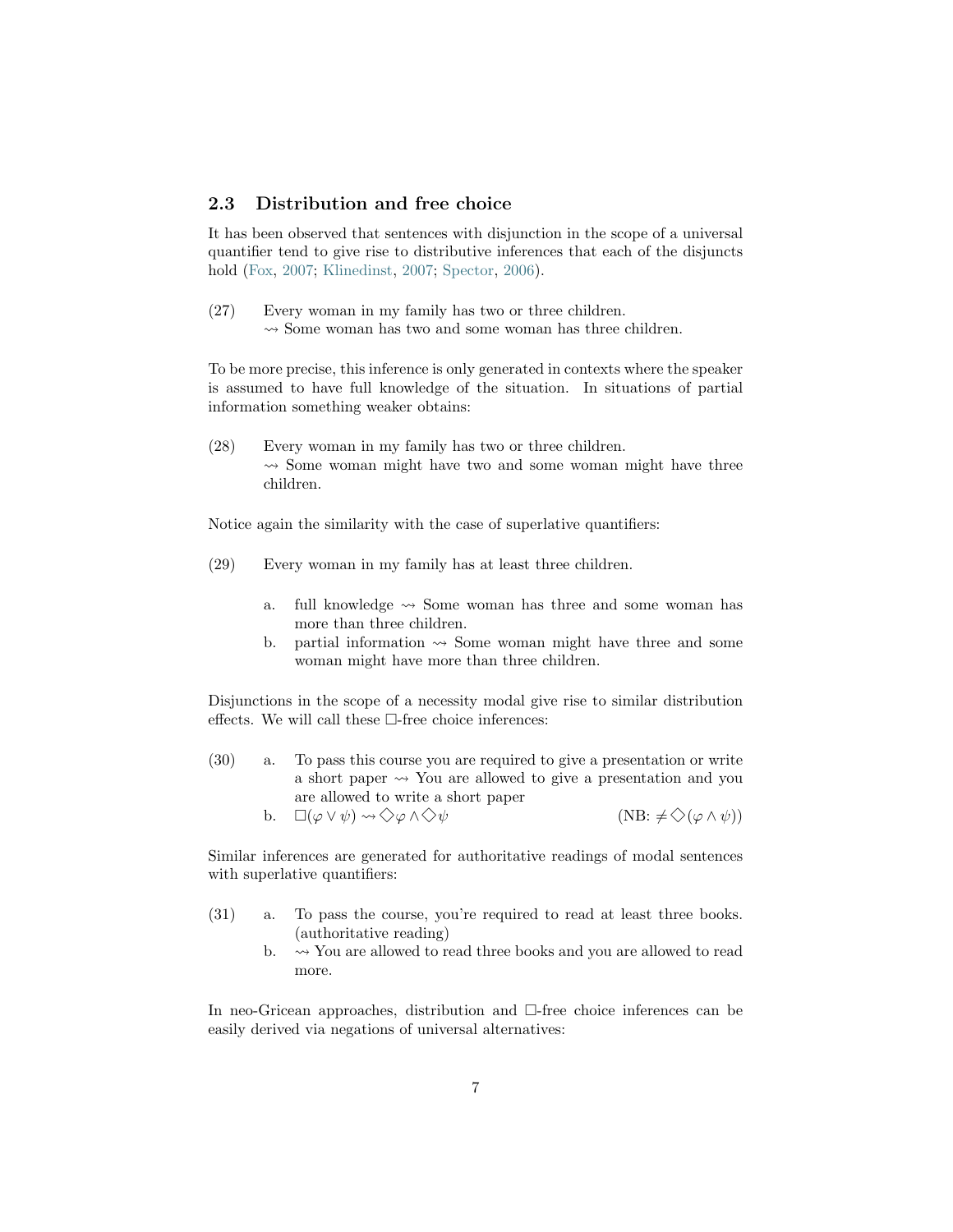## 2.3 Distribution and free choice

It has been observed that sentences with disjunction in the scope of a universal quantifier tend to give rise to distributive inferences that each of the disjuncts hold (Fox, 2007; Klinedinst, 2007; Spector, 2006).

(27) Every woman in my family has two or three children.
$\rightsquigarrow$ Some woman has two and some woman has three children.

To be more precise, this inference is only generated in contexts where the speaker is assumed to have full knowledge of the situation. In situations of partial information something weaker obtains:

(28) Every woman in my family has two or three children.
$\rightsquigarrow$ Some woman might have two and some woman might have three children.

Notice again the similarity with the case of superlative quantifiers:

(29) Every woman in my family has at least three children.

a. full knowledge $\rightsquigarrow$ Some woman has three and some woman has more than three children.

b. partial information $\rightsquigarrow$ Some woman might have three and some woman might have more than three children.

Disjunctions in the scope of a necessity modal give rise to similar distribution effects. We will call these $\Box$-free choice inferences:

(30) a. To pass this course you are required to give a presentation or write a short paper $\rightsquigarrow$ You are allowed to give a presentation and you are allowed to write a short paper

b. $\Box(\varphi \vee \psi) \rightsquigarrow \Diamond\varphi \wedge \Diamond\psi$ (NB: $\neq \Diamond(\varphi \wedge \psi)$)

Similar inferences are generated for authoritative readings of modal sentences with superlative quantifiers:

(31) a. To pass the course, you're required to read at least three books. (authoritative reading)

b. $\rightsquigarrow$ You are allowed to read three books and you are allowed to read more.

In neo-Gricean approaches, distribution and $\Box$-free choice inferences can be easily derived via negations of universal alternatives: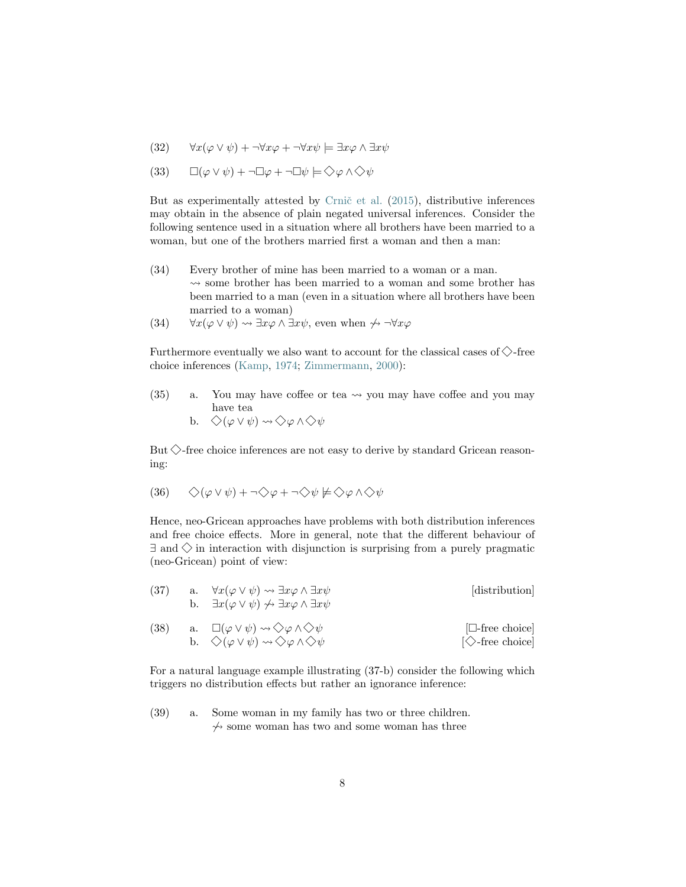(32) $\forall x(\varphi \vee \psi) + \neg\forall x\varphi + \neg\forall x\psi \models \exists x\varphi \wedge \exists x\psi$

(33) $\Box(\varphi \vee \psi) + \neg\Box\varphi + \neg\Box\psi \models \Diamond\varphi \wedge \Diamond\psi$

But as experimentally attested by Crnič et al. (2015), distributive inferences may obtain in the absence of plain negated universal inferences. Consider the following sentence used in a situation where all brothers have been married to a woman, but one of the brothers married first a woman and then a man:

(34) Every brother of mine has been married to a woman or a man.
$\rightsquigarrow$ some brother has been married to a woman and some brother has been married to a man (even in a situation where all brothers have been married to a woman)

(34) $\forall x(\varphi \vee \psi) \rightsquigarrow \exists x\varphi \wedge \exists x\psi$, even when $\not\rightsquigarrow \neg\forall x\varphi$

Furthermore eventually we also want to account for the classical cases of $\Diamond$-free choice inferences (Kamp, 1974; Zimmermann, 2000):

(35) a. You may have coffee or tea $\rightsquigarrow$ you may have coffee and you may have tea
b. $\Diamond(\varphi \vee \psi) \rightsquigarrow \Diamond\varphi \wedge \Diamond\psi$

But $\Diamond$-free choice inferences are not easy to derive by standard Gricean reasoning:

(36) $\Diamond(\varphi \vee \psi) + \neg\Diamond\varphi + \neg\Diamond\psi \not\models \Diamond\varphi \wedge \Diamond\psi$

Hence, neo-Gricean approaches have problems with both distribution inferences and free choice effects. More in general, note that the different behaviour of $\exists$ and $\Diamond$ in interaction with disjunction is surprising from a purely pragmatic (neo-Gricean) point of view:

(37) a. $\forall x(\varphi \vee \psi) \rightsquigarrow \exists x\varphi \wedge \exists x\psi$ [distribution]
b. $\exists x(\varphi \vee \psi) \not\rightsquigarrow \exists x\varphi \wedge \exists x\psi$

(38) a. $\Box(\varphi \vee \psi) \rightsquigarrow \Diamond\varphi \wedge \Diamond\psi$ [$\Box$-free choice]
b. $\Diamond(\varphi \vee \psi) \rightsquigarrow \Diamond\varphi \wedge \Diamond\psi$ [$\Diamond$-free choice]

For a natural language example illustrating (37-b) consider the following which triggers no distribution effects but rather an ignorance inference:

(39) a. Some woman in my family has two or three children.
$\not\rightsquigarrow$ some woman has two and some woman has three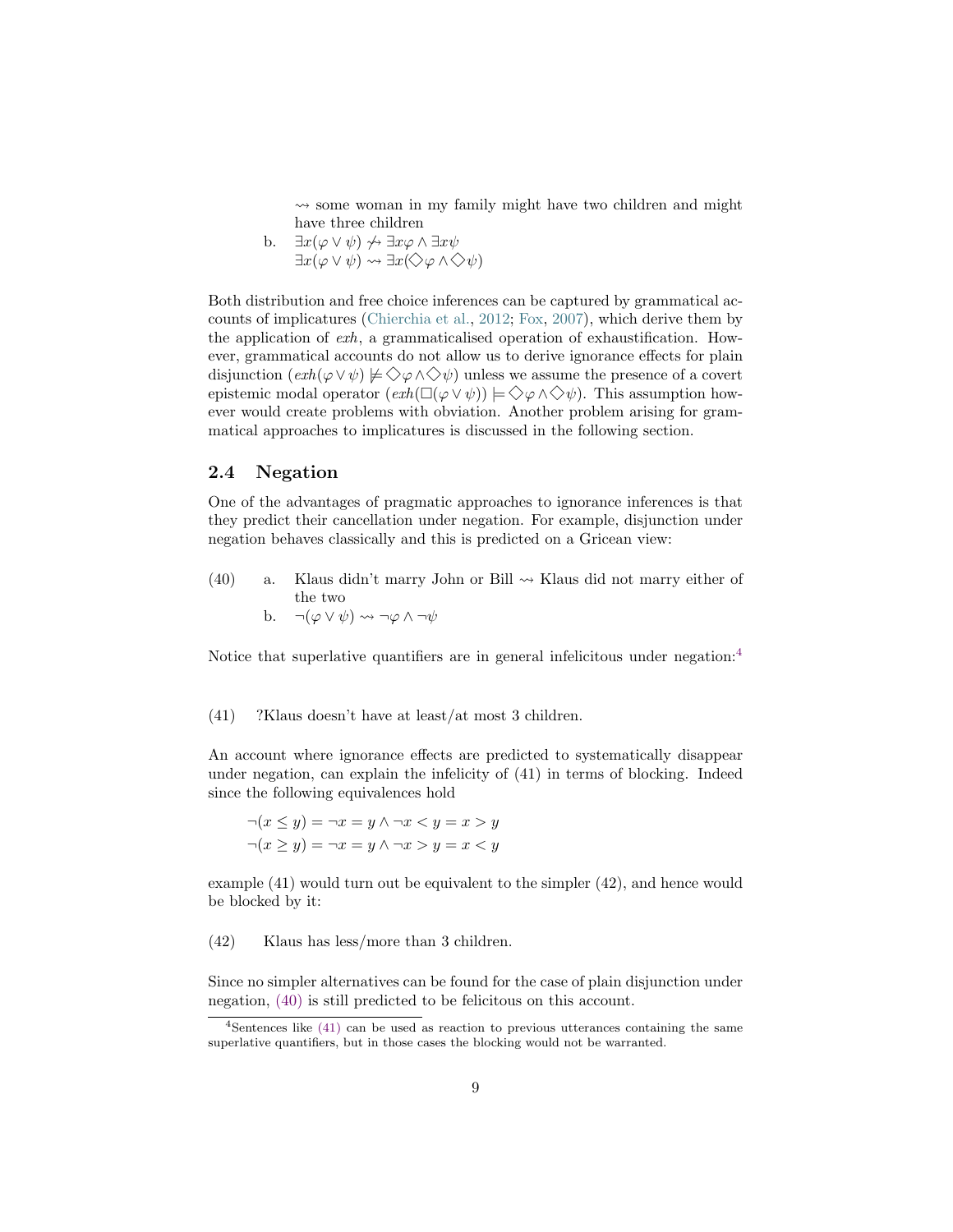$\rightsquigarrow$ some woman in my family might have two children and might have three children

b. $\exists x(\varphi \vee \psi) \not\rightsquigarrow \exists x\varphi \wedge \exists x\psi$
$\exists x(\varphi \vee \psi) \rightsquigarrow \exists x(\Diamond\varphi \wedge \Diamond\psi)$

Both distribution and free choice inferences can be captured by grammatical accounts of implicatures (Chierchia et al., 2012; Fox, 2007), which derive them by the application of *exh*, a grammaticalised operation of exhaustification. However, grammatical accounts do not allow us to derive ignorance effects for plain disjunction ($exh(\varphi \vee \psi) \not\models \Diamond\varphi \wedge \Diamond\psi$) unless we assume the presence of a covert epistemic modal operator ($exh(\Box(\varphi \vee \psi)) \models \Diamond\varphi \wedge \Diamond\psi$). This assumption however would create problems with obviation. Another problem arising for grammatical approaches to implicatures is discussed in the following section.

## 2.4 Negation

One of the advantages of pragmatic approaches to ignorance inferences is that they predict their cancellation under negation. For example, disjunction under negation behaves classically and this is predicted on a Gricean view:

(40) a. Klaus didn't marry John or Bill $\rightsquigarrow$ Klaus did not marry either of the two

b. $\neg(\varphi \vee \psi) \rightsquigarrow \neg\varphi \wedge \neg\psi$

Notice that superlative quantifiers are in general infelicitous under negation:[4]

(41) ?Klaus doesn't have at least/at most 3 children.

An account where ignorance effects are predicted to systematically disappear under negation, can explain the infelicity of (41) in terms of blocking. Indeed since the following equivalences hold

$$\neg(x \leq y) = \neg x = y \wedge \neg x < y = x > y$$
$$\neg(x \geq y) = \neg x = y \wedge \neg x > y = x < y$$

example (41) would turn out be equivalent to the simpler (42), and hence would be blocked by it:

(42) Klaus has less/more than 3 children.

Since no simpler alternatives can be found for the case of plain disjunction under negation, (40) is still predicted to be felicitous on this account.

[4] Sentences like (41) can be used as reaction to previous utterances containing the same superlative quantifiers, but in those cases the blocking would not be warranted.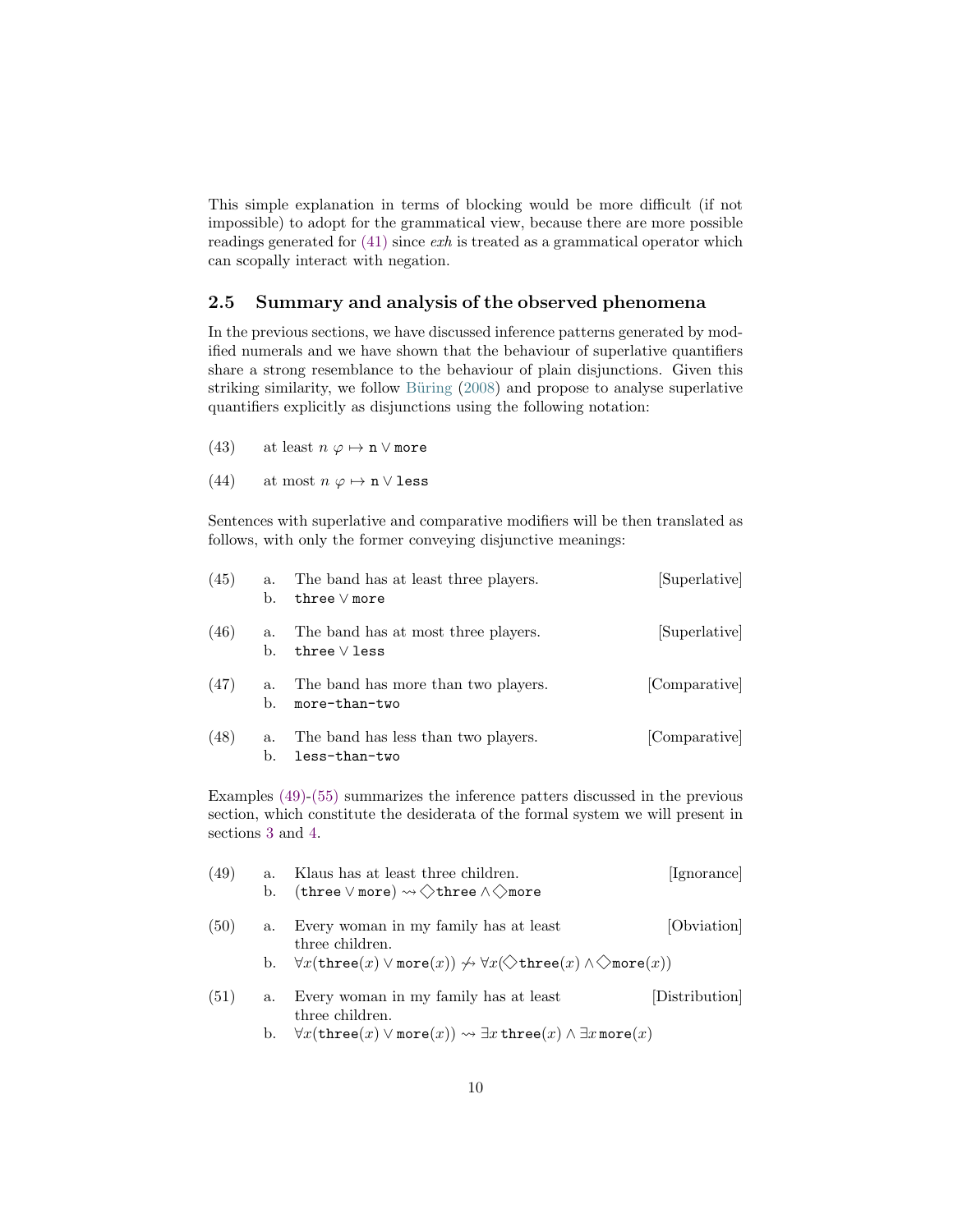This simple explanation in terms of blocking would be more difficult (if not impossible) to adopt for the grammatical view, because there are more possible readings generated for (41) since *exh* is treated as a grammatical operator which can scopally interact with negation.

## 2.5 Summary and analysis of the observed phenomena

In the previous sections, we have discussed inference patterns generated by modified numerals and we have shown that the behaviour of superlative quantifiers share a strong resemblance to the behaviour of plain disjunctions. Given this striking similarity, we follow Büring (2008) and propose to analyse superlative quantifiers explicitly as disjunctions using the following notation:

(43) at least $n\ \varphi \mapsto \texttt{n} \vee \texttt{more}$

(44) at most $n\ \varphi \mapsto \texttt{n} \vee \texttt{less}$

Sentences with superlative and comparative modifiers will be then translated as follows, with only the former conveying disjunctive meanings:

(45) a. The band has at least three players. [Superlative]
 b. $\texttt{three} \vee \texttt{more}$

(46) a. The band has at most three players. [Superlative]
 b. $\texttt{three} \vee \texttt{less}$

(47) a. The band has more than two players. [Comparative]
 b. $\texttt{more-than-two}$

(48) a. The band has less than two players. [Comparative]
 b. $\texttt{less-than-two}$

Examples (49)-(55) summarizes the inference patters discussed in the previous section, which constitute the desiderata of the formal system we will present in sections 3 and 4.

(49) a. Klaus has at least three children. [Ignorance]
 b. $(\texttt{three} \vee \texttt{more}) \rightsquigarrow \Diamond\texttt{three} \wedge \Diamond\texttt{more}$

(50) a. Every woman in my family has at least three children. [Obviation]
 b. $\forall x(\texttt{three}(x) \vee \texttt{more}(x)) \not\rightsquigarrow \forall x(\Diamond\texttt{three}(x) \wedge \Diamond\texttt{more}(x))$

(51) a. Every woman in my family has at least three children. [Distribution]
 b. $\forall x(\texttt{three}(x) \vee \texttt{more}(x)) \rightsquigarrow \exists x\,\texttt{three}(x) \wedge \exists x\,\texttt{more}(x)$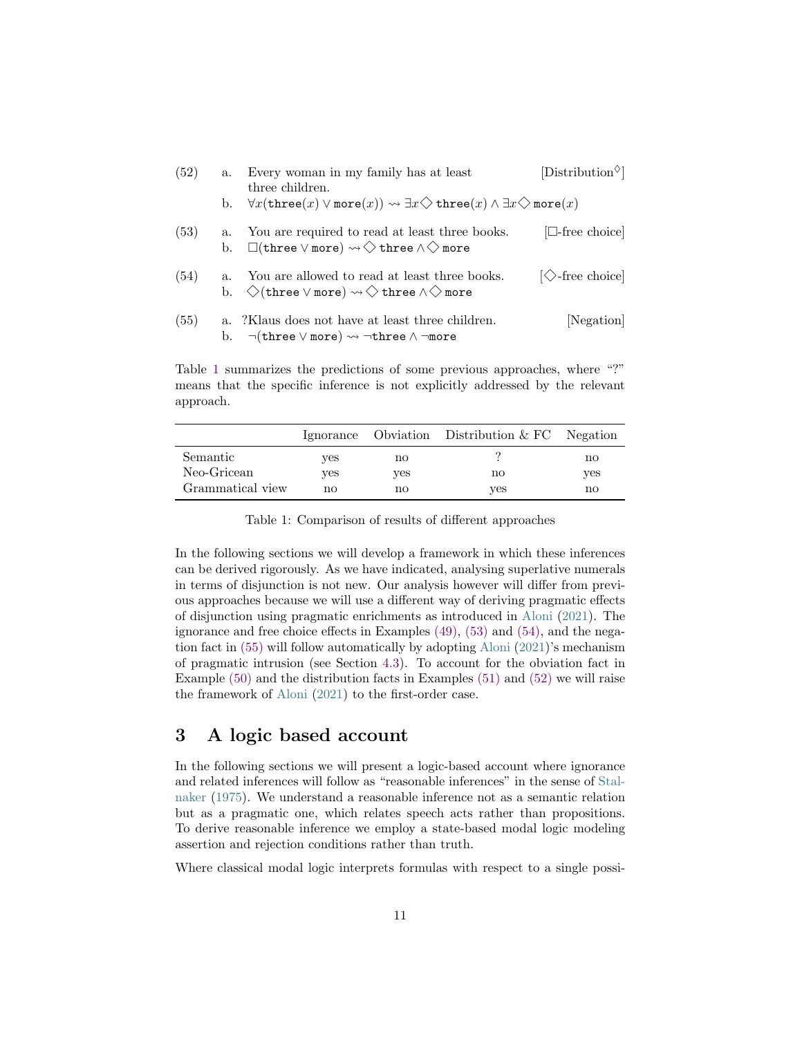(52) a. Every woman in my family has at least three children. [Distribution$^{\Diamond}$]

b. $\forall x(\texttt{three}(x) \vee \texttt{more}(x)) \rightsquigarrow \exists x \Diamond \texttt{three}(x) \wedge \exists x \Diamond \texttt{more}(x)$

(53) a. You are required to read at least three books. [$\Box$-free choice]

b. $\Box(\texttt{three} \vee \texttt{more}) \rightsquigarrow \Diamond \texttt{three} \wedge \Diamond \texttt{more}$

(54) a. You are allowed to read at least three books. [$\Diamond$-free choice]

b. $\Diamond(\texttt{three} \vee \texttt{more}) \rightsquigarrow \Diamond \texttt{three} \wedge \Diamond \texttt{more}$

(55) a. ?Klaus does not have at least three children. [Negation]

b. $\neg(\texttt{three} \vee \texttt{more}) \rightsquigarrow \neg\texttt{three} \wedge \neg\texttt{more}$

Table 1 summarizes the predictions of some previous approaches, where "?" means that the specific inference is not explicitly addressed by the relevant approach.

| | Ignorance | Obviation | Distribution & FC | Negation |
|---|---|---|---|---|
| Semantic | yes | no | ? | no |
| Neo-Gricean | yes | yes | no | yes |
| Grammatical view | no | no | yes | no |

Table 1: Comparison of results of different approaches

In the following sections we will develop a framework in which these inferences can be derived rigorously. As we have indicated, analysing superlative numerals in terms of disjunction is not new. Our analysis however will differ from previous approaches because we will use a different way of deriving pragmatic effects of disjunction using pragmatic enrichments as introduced in Aloni (2021). The ignorance and free choice effects in Examples (49), (53) and (54), and the negation fact in (55) will follow automatically by adopting Aloni (2021)'s mechanism of pragmatic intrusion (see Section 4.3). To account for the obviation fact in Example (50) and the distribution facts in Examples (51) and (52) we will raise the framework of Aloni (2021) to the first-order case.

## 3 A logic based account

In the following sections we will present a logic-based account where ignorance and related inferences will follow as "reasonable inferences" in the sense of Stalnaker (1975). We understand a reasonable inference not as a semantic relation but as a pragmatic one, which relates speech acts rather than propositions. To derive reasonable inference we employ a state-based modal logic modeling assertion and rejection conditions rather than truth.

Where classical modal logic interprets formulas with respect to a single possi-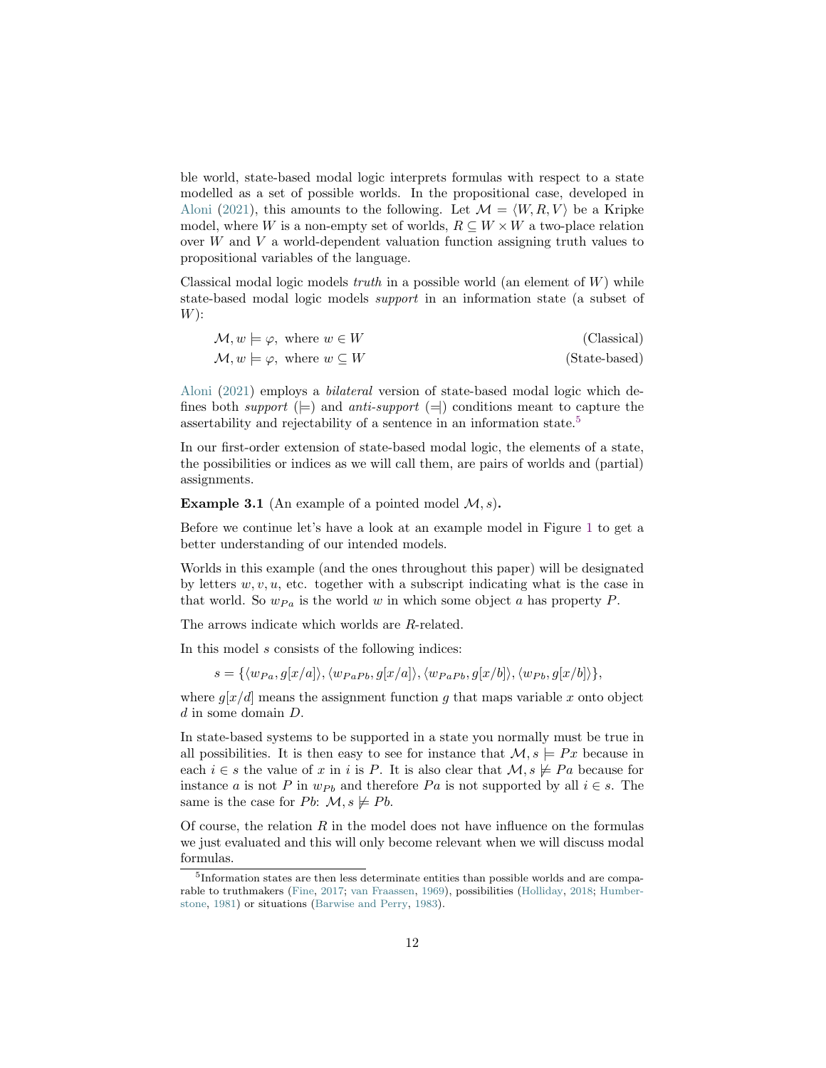ble world, state-based modal logic interprets formulas with respect to a state modelled as a set of possible worlds. In the propositional case, developed in Aloni (2021), this amounts to the following. Let $\mathcal{M} = \langle W, R, V \rangle$ be a Kripke model, where $W$ is a non-empty set of worlds, $R \subseteq W \times W$ a two-place relation over $W$ and $V$ a world-dependent valuation function assigning truth values to propositional variables of the language.

Classical modal logic models *truth* in a possible world (an element of $W$) while state-based modal logic models *support* in an information state (a subset of $W$):

$$\mathcal{M}, w \models \varphi, \text{ where } w \in W \qquad \text{(Classical)}$$

$$\mathcal{M}, w \models \varphi, \text{ where } w \subseteq W \qquad \text{(State-based)}$$

Aloni (2021) employs a *bilateral* version of state-based modal logic which defines both *support* ($\models$) and *anti-support* ($\dashv$) conditions meant to capture the assertability and rejectability of a sentence in an information state.[5]

In our first-order extension of state-based modal logic, the elements of a state, the possibilities or indices as we will call them, are pairs of worlds and (partial) assignments.

**Example 3.1** (An example of a pointed model $\mathcal{M}, s$)**.**

Before we continue let's have a look at an example model in Figure 1 to get a better understanding of our intended models.

Worlds in this example (and the ones throughout this paper) will be designated by letters $w, v, u$, etc. together with a subscript indicating what is the case in that world. So $w_{Pa}$ is the world $w$ in which some object $a$ has property $P$.

The arrows indicate which worlds are $R$-related.

In this model $s$ consists of the following indices:

$$s = \{\langle w_{Pa}, g[x/a]\rangle, \langle w_{PaPb}, g[x/a]\rangle, \langle w_{PaPb}, g[x/b]\rangle, \langle w_{Pb}, g[x/b]\rangle\},$$

where $g[x/d]$ means the assignment function $g$ that maps variable $x$ onto object $d$ in some domain $D$.

In state-based systems to be supported in a state you normally must be true in all possibilities. It is then easy to see for instance that $\mathcal{M}, s \models Px$ because in each $i \in s$ the value of $x$ in $i$ is $P$. It is also clear that $\mathcal{M}, s \not\models Pa$ because for instance $a$ is not $P$ in $w_{Pb}$ and therefore $Pa$ is not supported by all $i \in s$. The same is the case for $Pb$: $\mathcal{M}, s \not\models Pb$.

Of course, the relation $R$ in the model does not have influence on the formulas we just evaluated and this will only become relevant when we will discuss modal formulas.

[5] Information states are then less determinate entities than possible worlds and are comparable to truthmakers (Fine, 2017; van Fraassen, 1969), possibilities (Holliday, 2018; Humberstone, 1981) or situations (Barwise and Perry, 1983).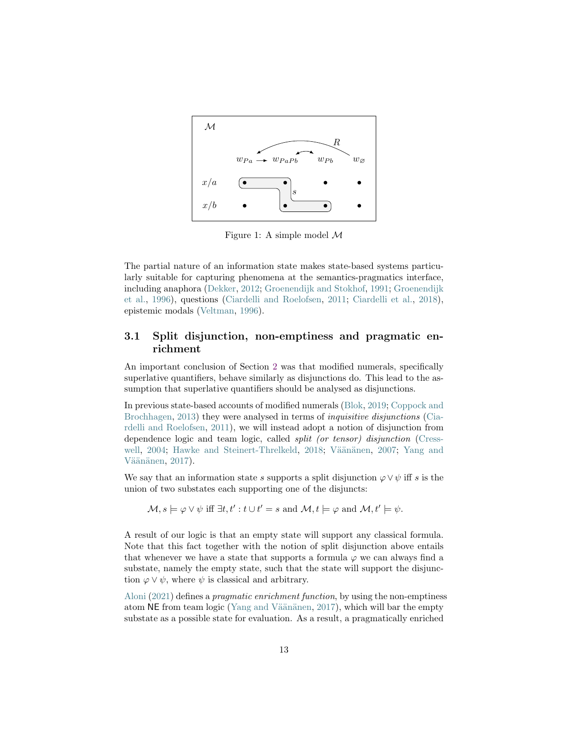Figure 1: A simple model $\mathcal{M}$

The partial nature of an information state makes state-based systems particularly suitable for capturing phenomena at the semantics-pragmatics interface, including anaphora (Dekker, 2012; Groenendijk and Stokhof, 1991; Groenendijk et al., 1996), questions (Ciardelli and Roelofsen, 2011; Ciardelli et al., 2018), epistemic modals (Veltman, 1996).

### 3.1 Split disjunction, non-emptiness and pragmatic enrichment

An important conclusion of Section 2 was that modified numerals, specifically superlative quantifiers, behave similarly as disjunctions do. This lead to the assumption that superlative quantifiers should be analysed as disjunctions.

In previous state-based accounts of modified numerals (Blok, 2019; Coppock and Brochhagen, 2013) they were analysed in terms of *inquisitive disjunctions* (Ciardelli and Roelofsen, 2011), we will instead adopt a notion of disjunction from dependence logic and team logic, called *split (or tensor) disjunction* (Cresswell, 2004; Hawke and Steinert-Threlkeld, 2018; Väänänen, 2007; Yang and Väänänen, 2017).

We say that an information state $s$ supports a split disjunction $\varphi \vee \psi$ iff $s$ is the union of two substates each supporting one of the disjuncts:

$$\mathcal{M}, s \models \varphi \vee \psi \text{ iff } \exists t, t' : t \cup t' = s \text{ and } \mathcal{M}, t \models \varphi \text{ and } \mathcal{M}, t' \models \psi.$$

A result of our logic is that an empty state will support any classical formula. Note that this fact together with the notion of split disjunction above entails that whenever we have a state that supports a formula $\varphi$ we can always find a substate, namely the empty state, such that the state will support the disjunction $\varphi \vee \psi$, where $\psi$ is classical and arbitrary.

Aloni (2021) defines a *pragmatic enrichment function*, by using the non-emptiness atom NE from team logic (Yang and Väänänen, 2017), which will bar the empty substate as a possible state for evaluation. As a result, a pragmatically enriched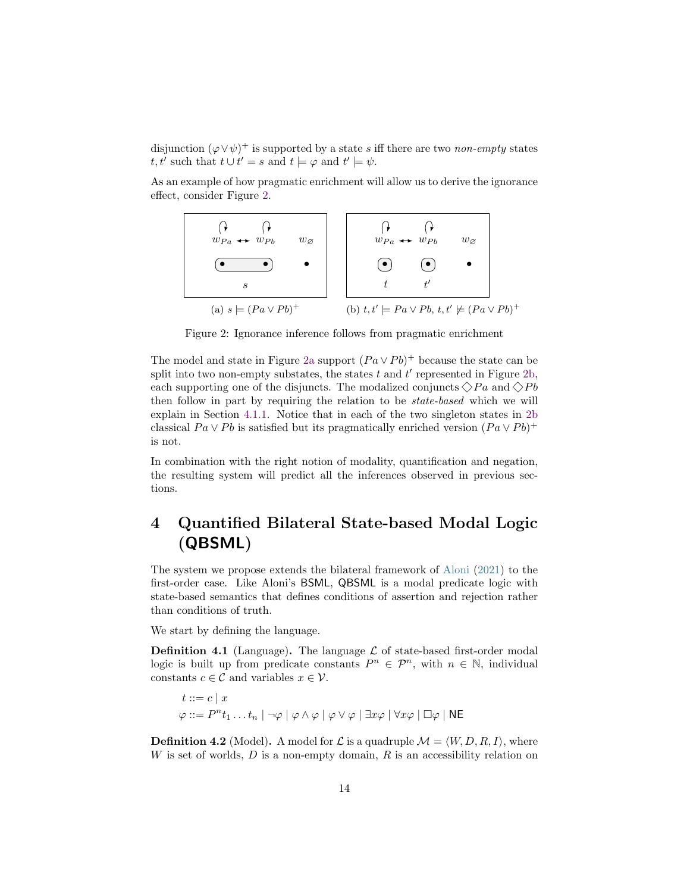disjunction $(\varphi \vee \psi)^+$ is supported by a state $s$ iff there are two *non-empty* states $t, t'$ such that $t \cup t' = s$ and $t \models \varphi$ and $t' \models \psi$.

As an example of how pragmatic enrichment will allow us to derive the ignorance effect, consider Figure 2.

(a) $s \models (Pa \vee Pb)^+$

(b) $t, t' \models Pa \vee Pb$, $t, t' \not\models (Pa \vee Pb)^+$

Figure 2: Ignorance inference follows from pragmatic enrichment

The model and state in Figure 2a support $(Pa \vee Pb)^+$ because the state can be split into two non-empty substates, the states $t$ and $t'$ represented in Figure 2b, each supporting one of the disjuncts. The modalized conjuncts $\Diamond Pa$ and $\Diamond Pb$ then follow in part by requiring the relation to be *state-based* which we will explain in Section 4.1.1. Notice that in each of the two singleton states in 2b classical $Pa \vee Pb$ is satisfied but its pragmatically enriched version $(Pa \vee Pb)^+$ is not.

In combination with the right notion of modality, quantification and negation, the resulting system will predict all the inferences observed in previous sections.

# 4 Quantified Bilateral State-based Modal Logic (QBSML)

The system we propose extends the bilateral framework of Aloni (2021) to the first-order case. Like Aloni's BSML, QBSML is a modal predicate logic with state-based semantics that defines conditions of assertion and rejection rather than conditions of truth.

We start by defining the language.

**Definition 4.1** (Language)**.** The language $\mathcal{L}$ of state-based first-order modal logic is built up from predicate constants $P^n \in \mathcal{P}^n$, with $n \in \mathbb{N}$, individual constants $c \in \mathcal{C}$ and variables $x \in \mathcal{V}$.

$$t ::= c \mid x$$

$$\varphi ::= P^n t_1 \ldots t_n \mid \neg\varphi \mid \varphi \wedge \varphi \mid \varphi \vee \varphi \mid \exists x\varphi \mid \forall x\varphi \mid \Box\varphi \mid \mathsf{NE}$$

**Definition 4.2** (Model)**.** A model for $\mathcal{L}$ is a quadruple $\mathcal{M} = \langle W, D, R, I\rangle$, where $W$ is set of worlds, $D$ is a non-empty domain, $R$ is an accessibility relation on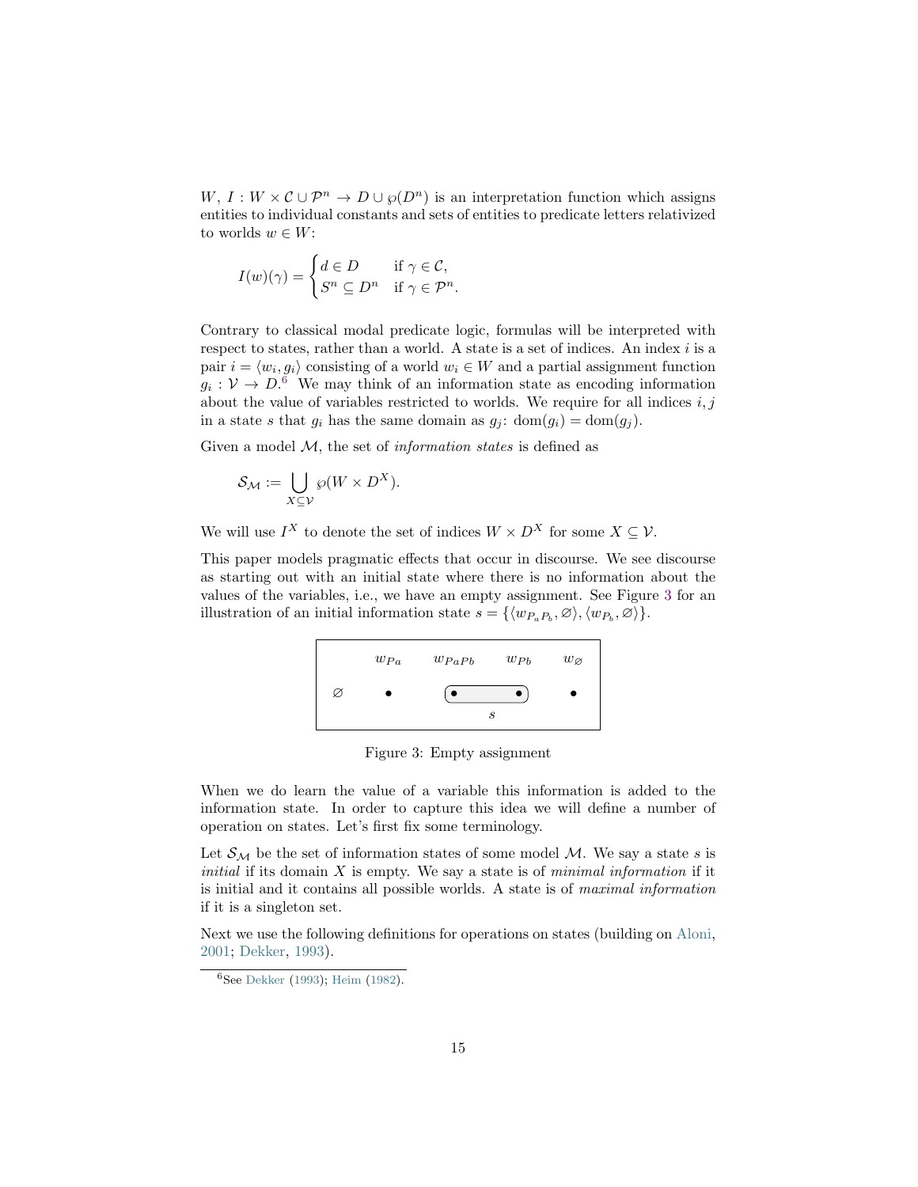$W$, $I : W \times \mathcal{C} \cup \mathcal{P}^n \to D \cup \wp(D^n)$ is an interpretation function which assigns entities to individual constants and sets of entities to predicate letters relativized to worlds $w \in W$:

$$I(w)(\gamma) = \begin{cases} d \in D & \text{if } \gamma \in \mathcal{C}, \\ S^n \subseteq D^n & \text{if } \gamma \in \mathcal{P}^n. \end{cases}$$

Contrary to classical modal predicate logic, formulas will be interpreted with respect to states, rather than a world. A state is a set of indices. An index $i$ is a pair $i = \langle w_i, g_i \rangle$ consisting of a world $w_i \in W$ and a partial assignment function $g_i : \mathcal{V} \to D$.[6] We may think of an information state as encoding information about the value of variables restricted to worlds. We require for all indices $i, j$ in a state $s$ that $g_i$ has the same domain as $g_j$: $\text{dom}(g_i) = \text{dom}(g_j)$.

Given a model $\mathcal{M}$, the set of *information states* is defined as

$$\mathcal{S}_{\mathcal{M}} := \bigcup_{X \subseteq \mathcal{V}} \wp(W \times D^X).$$

We will use $I^X$ to denote the set of indices $W \times D^X$ for some $X \subseteq \mathcal{V}$.

This paper models pragmatic effects that occur in discourse. We see discourse as starting out with an initial state where there is no information about the values of the variables, i.e., we have an empty assignment. See Figure 3 for an illustration of an initial information state $s = \{\langle w_{P_aP_b}, \varnothing \rangle, \langle w_{P_b}, \varnothing \rangle\}$.

| | $w_{Pa}$ | $w_{PaPb}$ | $w_{Pb}$ | $w_{\varnothing}$ |
|---|---|---|---|---|
| $\varnothing$ | • | • (in $s$) | • (in $s$) | • |

Figure 3: Empty assignment

When we do learn the value of a variable this information is added to the information state. In order to capture this idea we will define a number of operation on states. Let's first fix some terminology.

Let $\mathcal{S}_{\mathcal{M}}$ be the set of information states of some model $\mathcal{M}$. We say a state $s$ is *initial* if its domain $X$ is empty. We say a state is of *minimal information* if it is initial and it contains all possible worlds. A state is of *maximal information* if it is a singleton set.

Next we use the following definitions for operations on states (building on Aloni, 2001; Dekker, 1993).

[6] See Dekker (1993); Heim (1982).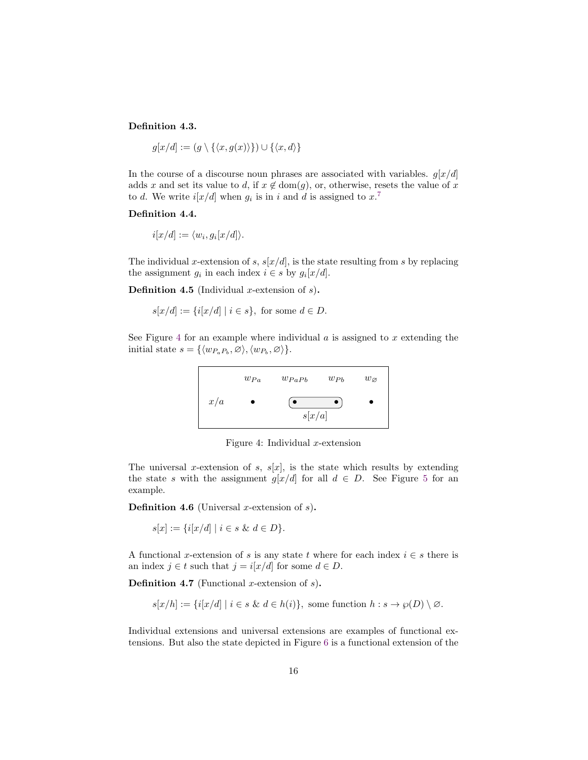**Definition 4.3.**

$$g[x/d] := (g \setminus \{\langle x, g(x)\rangle\}) \cup \{\langle x, d\rangle\}$$

In the course of a discourse noun phrases are associated with variables. $g[x/d]$ adds $x$ and set its value to $d$, if $x \notin \text{dom}(g)$, or, otherwise, resets the value of $x$ to $d$. We write $i[x/d]$ when $g_i$ is in $i$ and $d$ is assigned to $x$.[7]

**Definition 4.4.**

$$i[x/d] := \langle w_i, g_i[x/d]\rangle.$$

The individual $x$-extension of $s$, $s[x/d]$, is the state resulting from $s$ by replacing the assignment $g_i$ in each index $i \in s$ by $g_i[x/d]$.

**Definition 4.5** (Individual $x$-extension of $s$)**.**

$$s[x/d] := \{i[x/d] \mid i \in s\}, \text{ for some } d \in D.$$

See Figure 4 for an example where individual $a$ is assigned to $x$ extending the initial state $s = \{\langle w_{P_aP_b}, \varnothing\rangle, \langle w_{P_b}, \varnothing\rangle\}$.

| | $w_{Pa}$ | $w_{PaPb}$ | $w_{Pb}$ | $w_\varnothing$ |
|---|---|---|---|---|
| $x/a$ | • | • | • | • |
| | | $s[x/a]$ | | |

Figure 4: Individual $x$-extension

The universal $x$-extension of $s$, $s[x]$, is the state which results by extending the state $s$ with the assignment $g[x/d]$ for all $d \in D$. See Figure 5 for an example.

**Definition 4.6** (Universal $x$-extension of $s$)**.**

$$s[x] := \{i[x/d] \mid i \in s \;\&\; d \in D\}.$$

A functional $x$-extension of $s$ is any state $t$ where for each index $i \in s$ there is an index $j \in t$ such that $j = i[x/d]$ for some $d \in D$.

**Definition 4.7** (Functional $x$-extension of $s$)**.**

$$s[x/h] := \{i[x/d] \mid i \in s \;\&\; d \in h(i)\}, \text{ some function } h : s \to \wp(D) \setminus \varnothing.$$

Individual extensions and universal extensions are examples of functional extensions. But also the state depicted in Figure 6 is a functional extension of the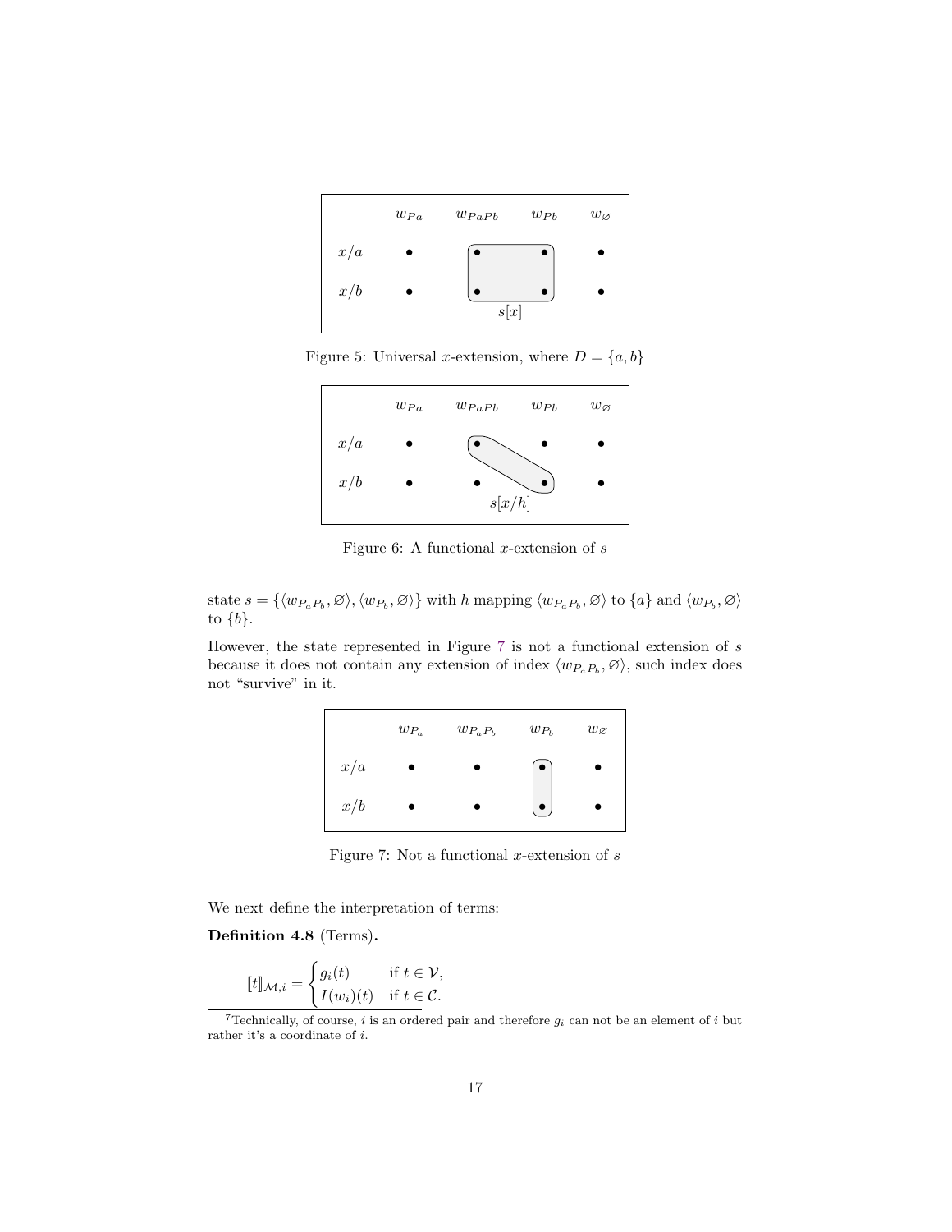Figure 5: Universal $x$-extension, where $D = \{a, b\}$

Figure 6: A functional $x$-extension of $s$

state $s = \{\langle w_{P_aP_b}, \varnothing\rangle, \langle w_{P_b}, \varnothing\rangle\}$ with $h$ mapping $\langle w_{P_aP_b}, \varnothing\rangle$ to $\{a\}$ and $\langle w_{P_b}, \varnothing\rangle$ to $\{b\}$.

However, the state represented in Figure 7 is not a functional extension of $s$ because it does not contain any extension of index $\langle w_{P_aP_b}, \varnothing\rangle$, such index does not "survive" in it.

Figure 7: Not a functional $x$-extension of $s$

We next define the interpretation of terms:

**Definition 4.8** (Terms)**.**

$$[\![t]\!]_{\mathcal{M},i} = \begin{cases} g_i(t) & \text{if } t \in \mathcal{V}, \\ I(w_i)(t) & \text{if } t \in \mathcal{C}. \end{cases}$$

[7] Technically, of course, $i$ is an ordered pair and therefore $g_i$ can not be an element of $i$ but rather it's a coordinate of $i$.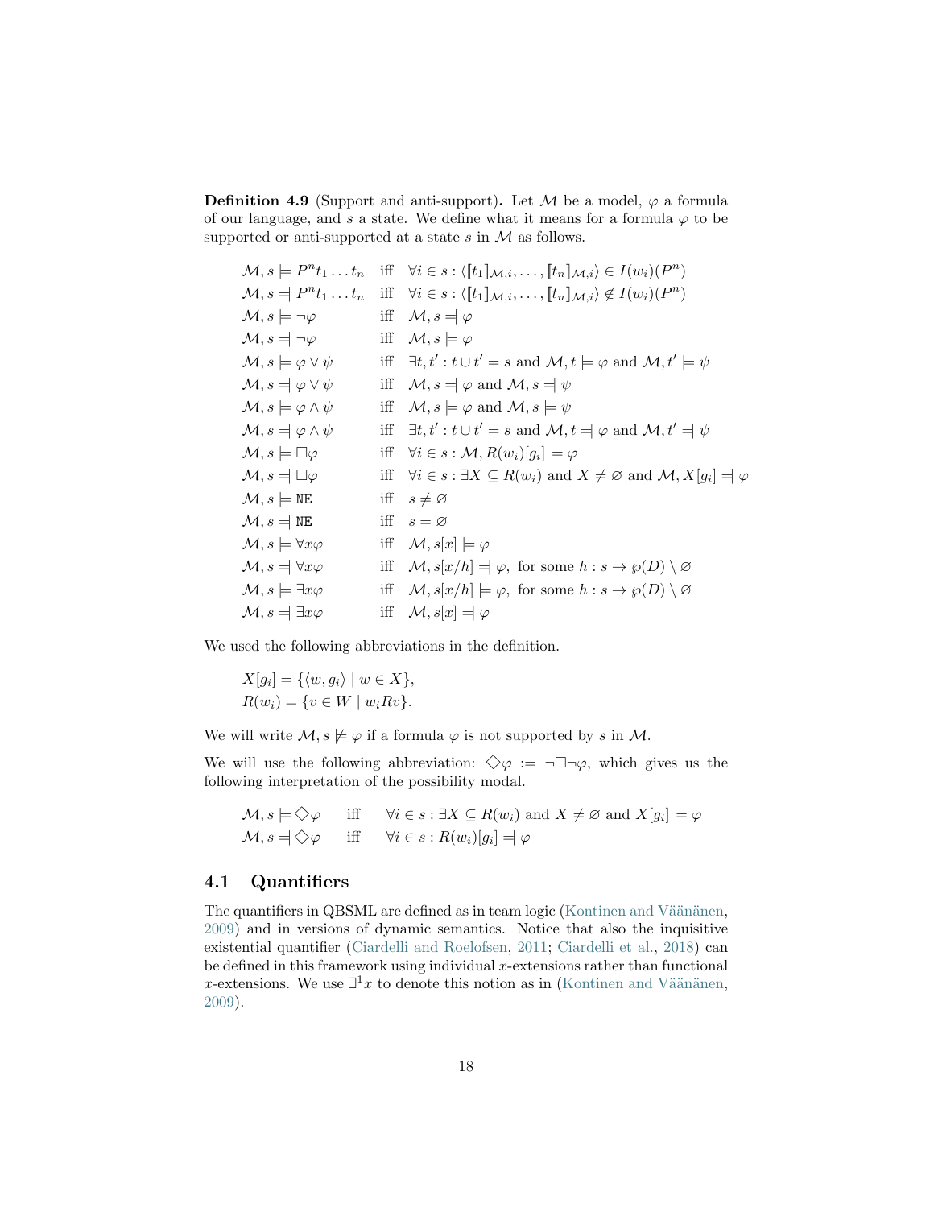**Definition 4.9** (Support and anti-support)**.** Let $\mathcal{M}$ be a model, $\varphi$ a formula of our language, and $s$ a state. We define what it means for a formula $\varphi$ to be supported or anti-supported at a state $s$ in $\mathcal{M}$ as follows.

$$
\begin{array}{lll}
\mathcal{M}, s \models P^n t_1 \dots t_n & \text{iff} & \forall i \in s : \langle [\![t_1]\!]_{\mathcal{M},i}, \dots, [\![t_n]\!]_{\mathcal{M},i} \rangle \in I(w_i)(P^n) \\
\mathcal{M}, s \,=\!\!\!| \, P^n t_1 \dots t_n & \text{iff} & \forall i \in s : \langle [\![t_1]\!]_{\mathcal{M},i}, \dots, [\![t_n]\!]_{\mathcal{M},i} \rangle \notin I(w_i)(P^n) \\
\mathcal{M}, s \models \neg\varphi & \text{iff} & \mathcal{M}, s \,=\!\!\!|\, \varphi \\
\mathcal{M}, s \,=\!\!\!|\, \neg\varphi & \text{iff} & \mathcal{M}, s \models \varphi \\
\mathcal{M}, s \models \varphi \vee \psi & \text{iff} & \exists t, t' : t \cup t' = s \text{ and } \mathcal{M}, t \models \varphi \text{ and } \mathcal{M}, t' \models \psi \\
\mathcal{M}, s \,=\!\!\!|\, \varphi \vee \psi & \text{iff} & \mathcal{M}, s \,=\!\!\!|\, \varphi \text{ and } \mathcal{M}, s \,=\!\!\!|\, \psi \\
\mathcal{M}, s \models \varphi \wedge \psi & \text{iff} & \mathcal{M}, s \models \varphi \text{ and } \mathcal{M}, s \models \psi \\
\mathcal{M}, s \,=\!\!\!|\, \varphi \wedge \psi & \text{iff} & \exists t, t' : t \cup t' = s \text{ and } \mathcal{M}, t \,=\!\!\!|\, \varphi \text{ and } \mathcal{M}, t' \,=\!\!\!|\, \psi \\
\mathcal{M}, s \models \Box\varphi & \text{iff} & \forall i \in s : \mathcal{M}, R(w_i)[g_i] \models \varphi \\
\mathcal{M}, s \,=\!\!\!|\, \Box\varphi & \text{iff} & \forall i \in s : \exists X \subseteq R(w_i) \text{ and } X \neq \varnothing \text{ and } \mathcal{M}, X[g_i] \,=\!\!\!|\, \varphi \\
\mathcal{M}, s \models \texttt{NE} & \text{iff} & s \neq \varnothing \\
\mathcal{M}, s \,=\!\!\!|\, \texttt{NE} & \text{iff} & s = \varnothing \\
\mathcal{M}, s \models \forall x\varphi & \text{iff} & \mathcal{M}, s[x] \models \varphi \\
\mathcal{M}, s \,=\!\!\!|\, \forall x\varphi & \text{iff} & \mathcal{M}, s[x/h] \,=\!\!\!|\, \varphi, \text{ for some } h : s \to \wp(D) \setminus \varnothing \\
\mathcal{M}, s \models \exists x\varphi & \text{iff} & \mathcal{M}, s[x/h] \models \varphi, \text{ for some } h : s \to \wp(D) \setminus \varnothing \\
\mathcal{M}, s \,=\!\!\!|\, \exists x\varphi & \text{iff} & \mathcal{M}, s[x] \,=\!\!\!|\, \varphi
\end{array}
$$

We used the following abbreviations in the definition.

$$
\begin{aligned}
X[g_i] &= \{\langle w, g_i \rangle \mid w \in X\}, \\
R(w_i) &= \{v \in W \mid w_i R v\}.
\end{aligned}
$$

We will write $\mathcal{M}, s \not\models \varphi$ if a formula $\varphi$ is not supported by $s$ in $\mathcal{M}$.

We will use the following abbreviation: $\Diamond\varphi := \neg\Box\neg\varphi$, which gives us the following interpretation of the possibility modal.

$$
\begin{array}{lll}
\mathcal{M}, s \models \Diamond\varphi & \text{iff} & \forall i \in s : \exists X \subseteq R(w_i) \text{ and } X \neq \varnothing \text{ and } X[g_i] \models \varphi \\
\mathcal{M}, s \,=\!\!\!|\, \Diamond\varphi & \text{iff} & \forall i \in s : R(w_i)[g_i] \,=\!\!\!|\, \varphi
\end{array}
$$

## 4.1 Quantifiers

The quantifiers in QBSML are defined as in team logic (Kontinen and Väänänen, 2009) and in versions of dynamic semantics. Notice that also the inquisitive existential quantifier (Ciardelli and Roelofsen, 2011; Ciardelli et al., 2018) can be defined in this framework using individual $x$-extensions rather than functional $x$-extensions. We use $\exists^1 x$ to denote this notion as in (Kontinen and Väänänen, 2009).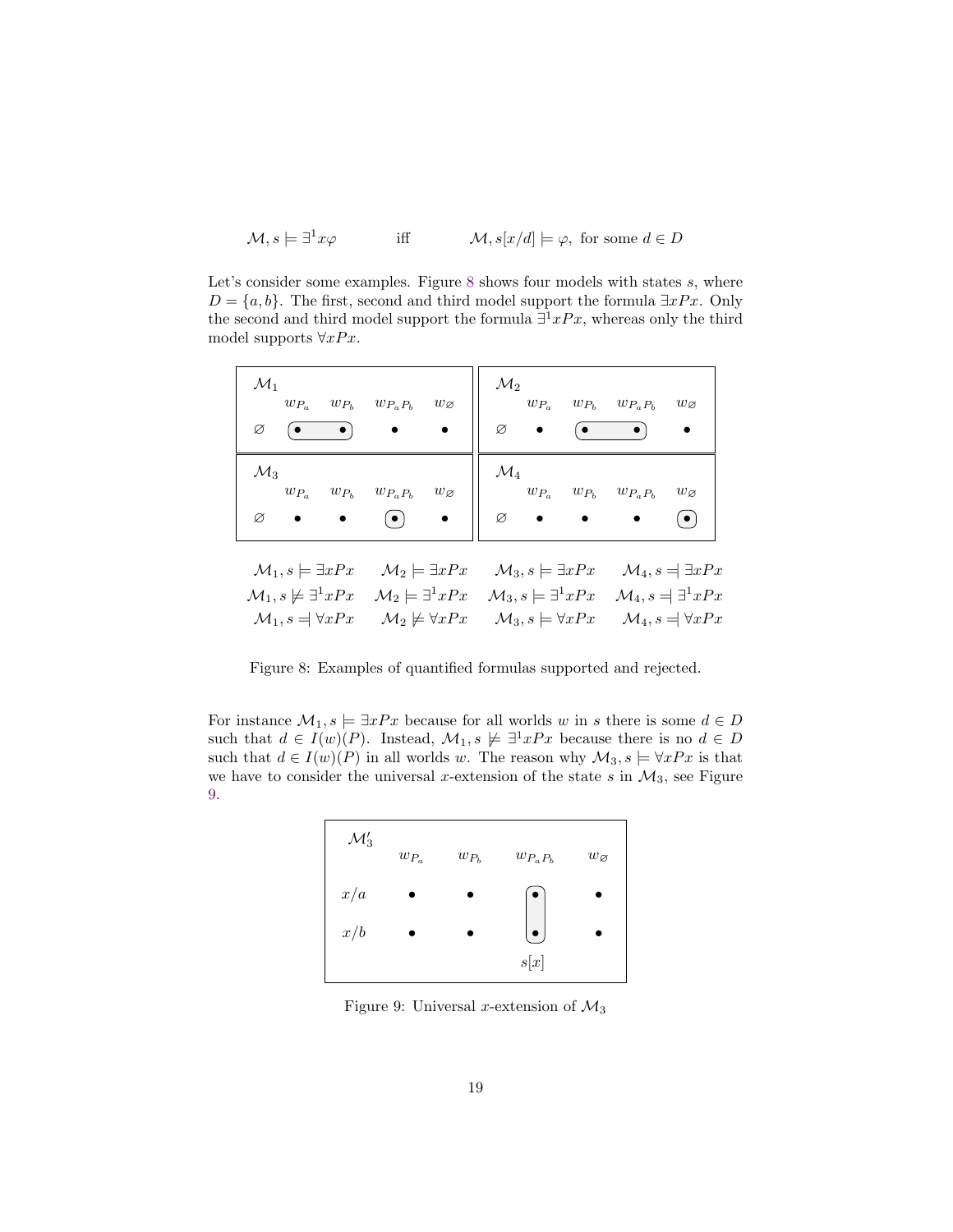$$\mathcal{M}, s \models \exists^1 x\varphi \quad \text{iff} \quad \mathcal{M}, s[x/d] \models \varphi, \text{ for some } d \in D$$

Let's consider some examples. Figure 8 shows four models with states $s$, where $D = \{a, b\}$. The first, second and third model support the formula $\exists xPx$. Only the second and third model support the formula $\exists^1 xPx$, whereas only the third model supports $\forall xPx$.

| $\mathcal{M}_1$ | $w_{P_a}$ | $w_{P_b}$ | $w_{P_aP_b}$ | $w_\varnothing$ |
|---|---|---|---|---|
| $\varnothing$ | [• | •] | • | • |

| $\mathcal{M}_2$ | $w_{P_a}$ | $w_{P_b}$ | $w_{P_aP_b}$ | $w_\varnothing$ |
|---|---|---|---|---|
| $\varnothing$ | • | [• | •] | • |

| $\mathcal{M}_3$ | $w_{P_a}$ | $w_{P_b}$ | $w_{P_aP_b}$ | $w_\varnothing$ |
|---|---|---|---|---|
| $\varnothing$ | • | • | [•] | • |

| $\mathcal{M}_4$ | $w_{P_a}$ | $w_{P_b}$ | $w_{P_aP_b}$ | $w_\varnothing$ |
|---|---|---|---|---|
| $\varnothing$ | • | • | • | [•] |

| | | | |
|---|---|---|---|
| $\mathcal{M}_1, s \models \exists xPx$ | $\mathcal{M}_2 \models \exists xPx$ | $\mathcal{M}_3, s \models \exists xPx$ | $\mathcal{M}_4, s \dashv \exists xPx$ |
| $\mathcal{M}_1, s \not\models \exists^1 xPx$ | $\mathcal{M}_2 \models \exists^1 xPx$ | $\mathcal{M}_3, s \models \exists^1 xPx$ | $\mathcal{M}_4, s \dashv \exists^1 xPx$ |
| $\mathcal{M}_1, s \dashv \forall xPx$ | $\mathcal{M}_2 \not\models \forall xPx$ | $\mathcal{M}_3, s \models \forall xPx$ | $\mathcal{M}_4, s \dashv \forall xPx$ |

Figure 8: Examples of quantified formulas supported and rejected.

For instance $\mathcal{M}_1, s \models \exists xPx$ because for all worlds $w$ in $s$ there is some $d \in D$ such that $d \in I(w)(P)$. Instead, $\mathcal{M}_1, s \not\models \exists^1 xPx$ because there is no $d \in D$ such that $d \in I(w)(P)$ in all worlds $w$. The reason why $\mathcal{M}_3, s \models \forall xPx$ is that we have to consider the universal $x$-extension of the state $s$ in $\mathcal{M}_3$, see Figure 9.

| $\mathcal{M}'_3$ | $w_{P_a}$ | $w_{P_b}$ | $w_{P_aP_b}$ | $w_\varnothing$ |
|---|---|---|---|---|
| $x/a$ | • | • | [• | • |
| $x/b$ | • | • | •] | • |
| | | | $s[x]$ | |

Figure 9: Universal $x$-extension of $\mathcal{M}_3$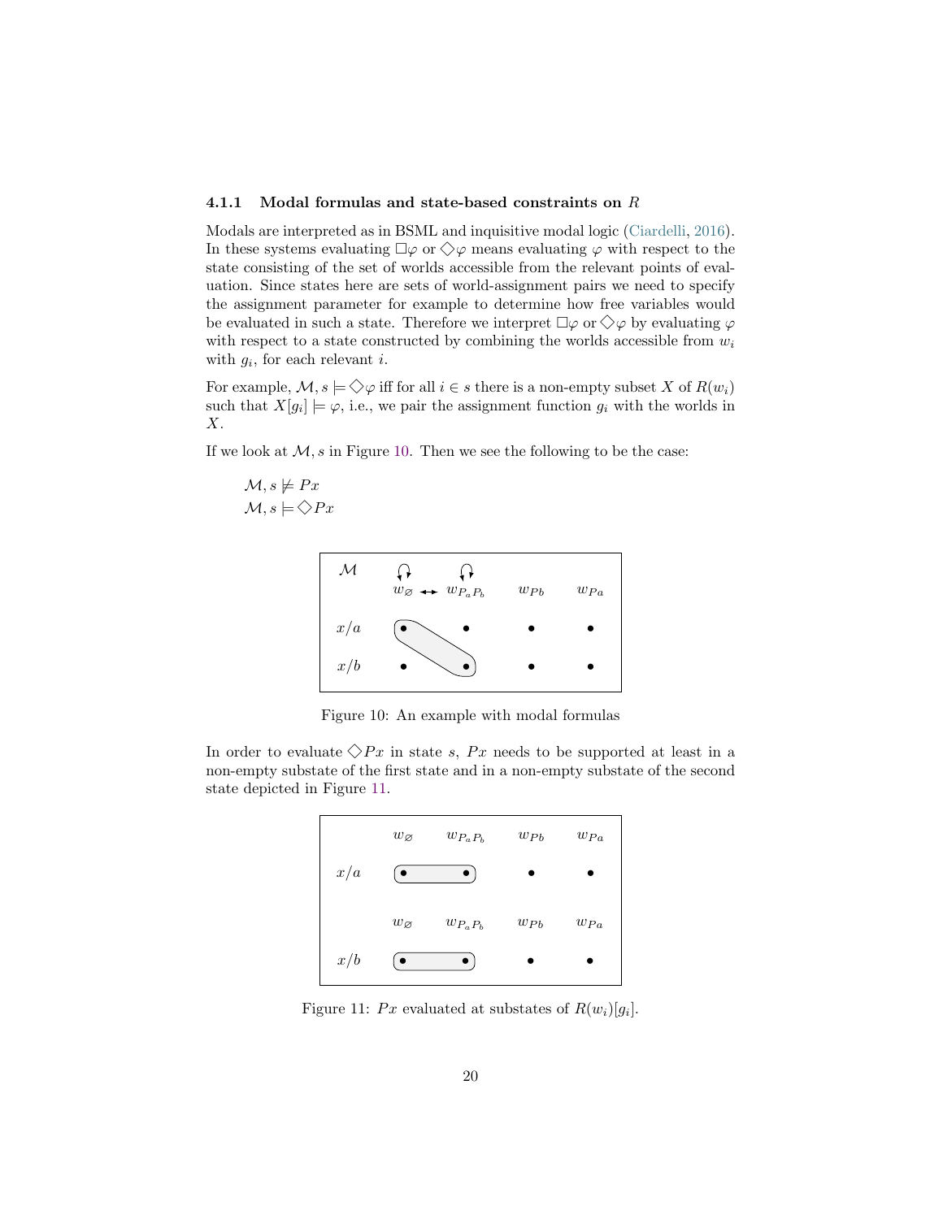### 4.1.1 Modal formulas and state-based constraints on $R$

Modals are interpreted as in BSML and inquisitive modal logic (Ciardelli, 2016). In these systems evaluating $\Box\varphi$ or $\Diamond\varphi$ means evaluating $\varphi$ with respect to the state consisting of the set of worlds accessible from the relevant points of evaluation. Since states here are sets of world-assignment pairs we need to specify the assignment parameter for example to determine how free variables would be evaluated in such a state. Therefore we interpret $\Box\varphi$ or $\Diamond\varphi$ by evaluating $\varphi$ with respect to a state constructed by combining the worlds accessible from $w_i$ with $g_i$, for each relevant $i$.

For example, $\mathcal{M}, s \models \Diamond\varphi$ iff for all $i \in s$ there is a non-empty subset $X$ of $R(w_i)$ such that $X[g_i] \models \varphi$, i.e., we pair the assignment function $g_i$ with the worlds in $X$.

If we look at $\mathcal{M}, s$ in Figure 10. Then we see the following to be the case:

$\mathcal{M}, s \not\models Px$
$\mathcal{M}, s \models \Diamond Px$

Figure 10: An example with modal formulas

In order to evaluate $\Diamond Px$ in state $s$, $Px$ needs to be supported at least in a non-empty substate of the first state and in a non-empty substate of the second state depicted in Figure 11.

Figure 11: $Px$ evaluated at substates of $R(w_i)[g_i]$.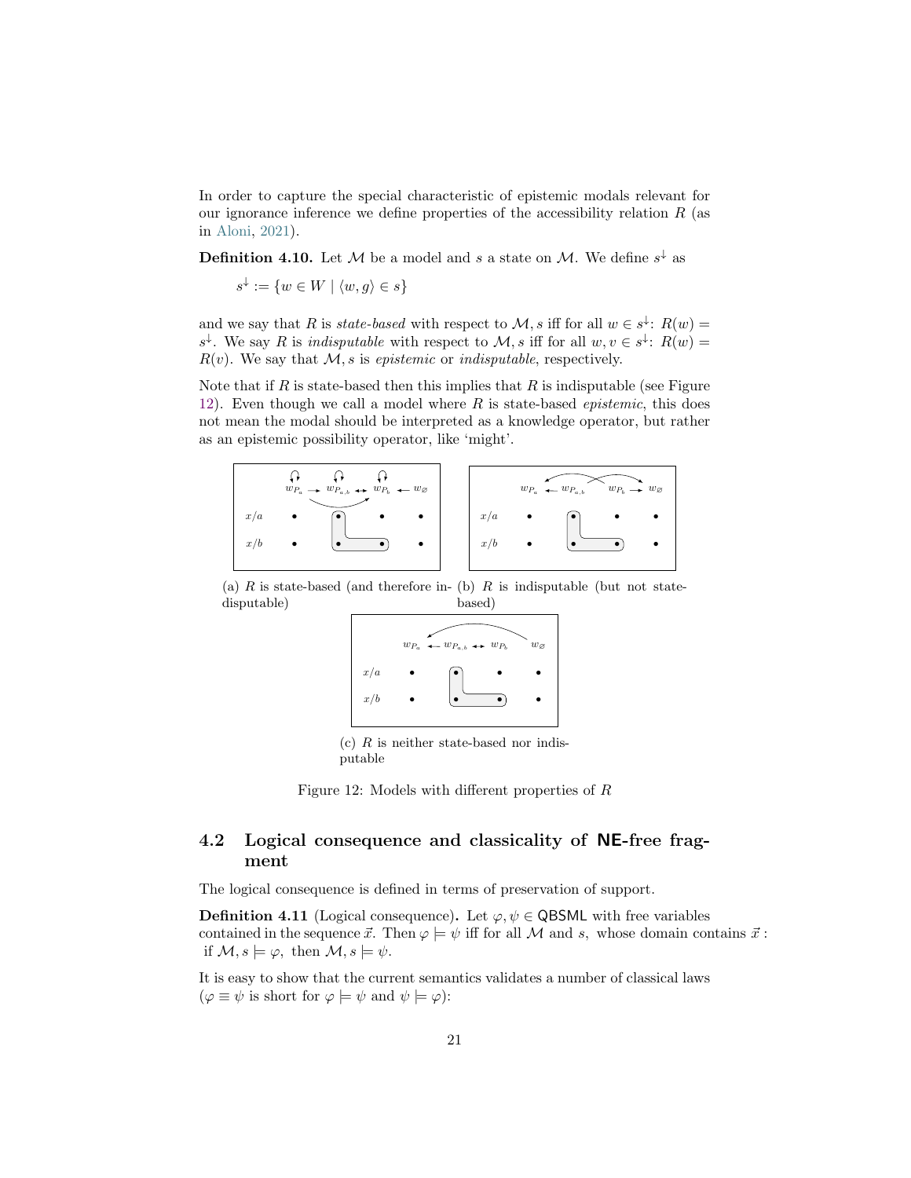In order to capture the special characteristic of epistemic modals relevant for our ignorance inference we define properties of the accessibility relation $R$ (as in Aloni, 2021).

**Definition 4.10.** Let $\mathcal{M}$ be a model and $s$ a state on $\mathcal{M}$. We define $s^{\downarrow}$ as

$$s^{\downarrow} := \{w \in W \mid \langle w, g \rangle \in s\}$$

and we say that $R$ is *state-based* with respect to $\mathcal{M}, s$ iff for all $w \in s^{\downarrow}$: $R(w) = s^{\downarrow}$. We say $R$ is *indisputable* with respect to $\mathcal{M}, s$ iff for all $w, v \in s^{\downarrow}$: $R(w) = R(v)$. We say that $\mathcal{M}, s$ is *epistemic* or *indisputable*, respectively.

Note that if $R$ is state-based then this implies that $R$ is indisputable (see Figure 12). Even though we call a model where $R$ is state-based *epistemic*, this does not mean the modal should be interpreted as a knowledge operator, but rather as an epistemic possibility operator, like 'might'.

(a) $R$ is state-based (and therefore indisputable)

(b) $R$ is indisputable (but not state-based)

(c) $R$ is neither state-based nor indisputable

Figure 12: Models with different properties of $R$

## 4.2 Logical consequence and classicality of NE-free fragment

The logical consequence is defined in terms of preservation of support.

**Definition 4.11** (Logical consequence)**.** Let $\varphi, \psi \in \mathsf{QBSML}$ with free variables contained in the sequence $\vec{x}$. Then $\varphi \models \psi$ iff for all $\mathcal{M}$ and $s$, whose domain contains $\vec{x}$ : if $\mathcal{M}, s \models \varphi$, then $\mathcal{M}, s \models \psi$.

It is easy to show that the current semantics validates a number of classical laws ($\varphi \equiv \psi$ is short for $\varphi \models \psi$ and $\psi \models \varphi$):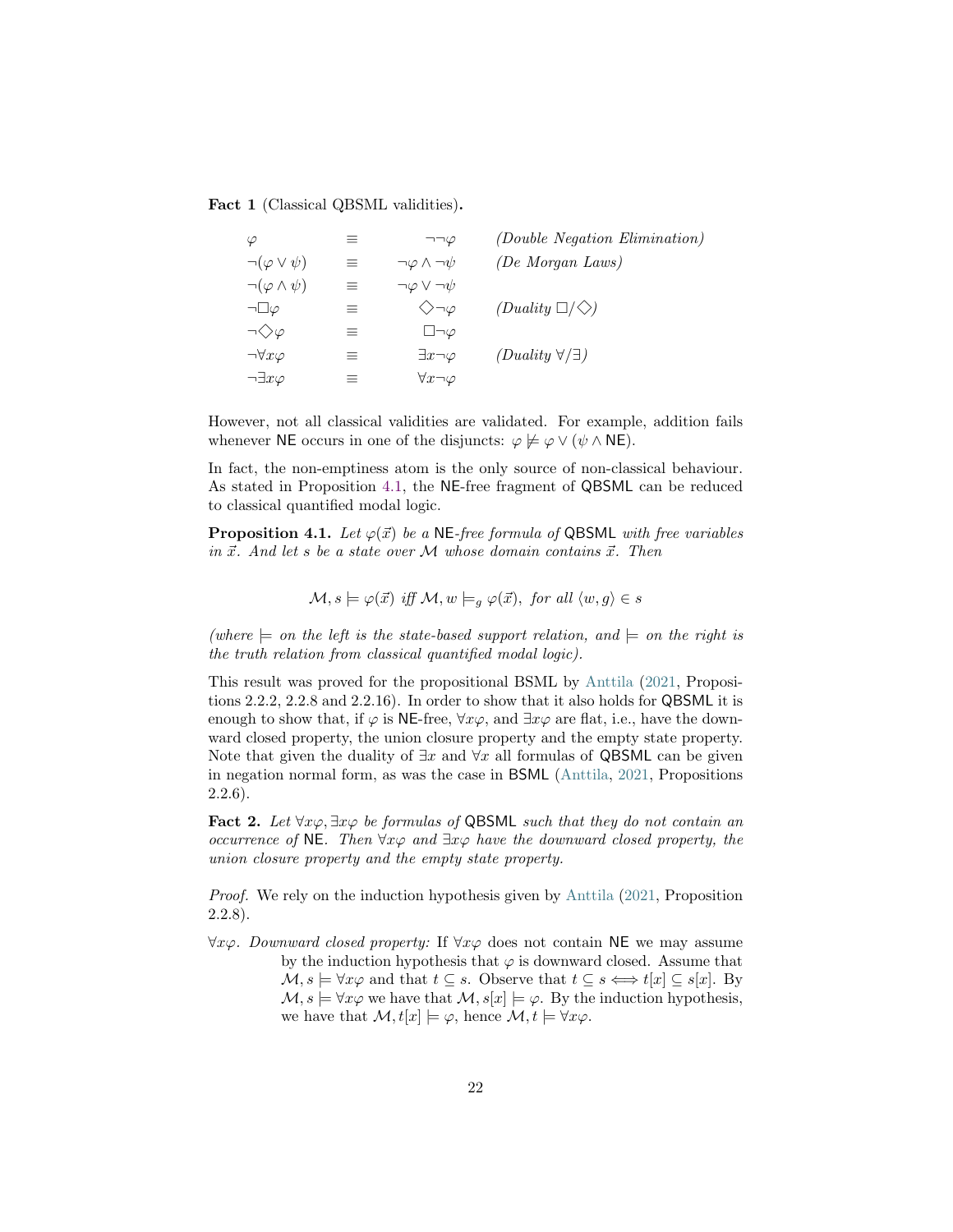**Fact 1** (Classical QBSML validities)**.**

| | | | |
|---|---|---|---|
| $\varphi$ | $\equiv$ | $\neg\neg\varphi$ | *(Double Negation Elimination)* |
| $\neg(\varphi \vee \psi)$ | $\equiv$ | $\neg\varphi \wedge \neg\psi$ | *(De Morgan Laws)* |
| $\neg(\varphi \wedge \psi)$ | $\equiv$ | $\neg\varphi \vee \neg\psi$ | |
| $\neg\Box\varphi$ | $\equiv$ | $\Diamond\neg\varphi$ | *(Duality $\Box/\Diamond$)* |
| $\neg\Diamond\varphi$ | $\equiv$ | $\Box\neg\varphi$ | |
| $\neg\forall x\varphi$ | $\equiv$ | $\exists x\neg\varphi$ | *(Duality $\forall/\exists$)* |
| $\neg\exists x\varphi$ | $\equiv$ | $\forall x\neg\varphi$ | |

However, not all classical validities are validated. For example, addition fails whenever NE occurs in one of the disjuncts: $\varphi \not\models \varphi \vee (\psi \wedge \mathsf{NE})$.

In fact, the non-emptiness atom is the only source of non-classical behaviour. As stated in Proposition 4.1, the NE-free fragment of QBSML can be reduced to classical quantified modal logic.

**Proposition 4.1.** *Let $\varphi(\vec{x})$ be a* NE*-free formula of* QBSML *with free variables in $\vec{x}$. And let $s$ be a state over $\mathcal{M}$ whose domain contains $\vec{x}$. Then*

$$\mathcal{M}, s \models \varphi(\vec{x}) \text{ iff } \mathcal{M}, w \models_g \varphi(\vec{x}), \text{ for all } \langle w, g\rangle \in s$$

*(where $\models$ on the left is the state-based support relation, and $\models$ on the right is the truth relation from classical quantified modal logic).*

This result was proved for the propositional BSML by Anttila (2021, Propositions 2.2.2, 2.2.8 and 2.2.16). In order to show that it also holds for QBSML it is enough to show that, if $\varphi$ is NE-free, $\forall x\varphi$, and $\exists x\varphi$ are flat, i.e., have the downward closed property, the union closure property and the empty state property. Note that given the duality of $\exists x$ and $\forall x$ all formulas of QBSML can be given in negation normal form, as was the case in BSML (Anttila, 2021, Propositions 2.2.6).

**Fact 2.** *Let $\forall x\varphi, \exists x\varphi$ be formulas of* QBSML *such that they do not contain an occurrence of* NE*. Then $\forall x\varphi$ and $\exists x\varphi$ have the downward closed property, the union closure property and the empty state property.*

*Proof.* We rely on the induction hypothesis given by Anttila (2021, Proposition 2.2.8).

$\forall x\varphi$. *Downward closed property:* If $\forall x\varphi$ does not contain NE we may assume by the induction hypothesis that $\varphi$ is downward closed. Assume that $\mathcal{M}, s \models \forall x\varphi$ and that $t \subseteq s$. Observe that $t \subseteq s \Longleftrightarrow t[x] \subseteq s[x]$. By $\mathcal{M}, s \models \forall x\varphi$ we have that $\mathcal{M}, s[x] \models \varphi$. By the induction hypothesis, we have that $\mathcal{M}, t[x] \models \varphi$, hence $\mathcal{M}, t \models \forall x\varphi$.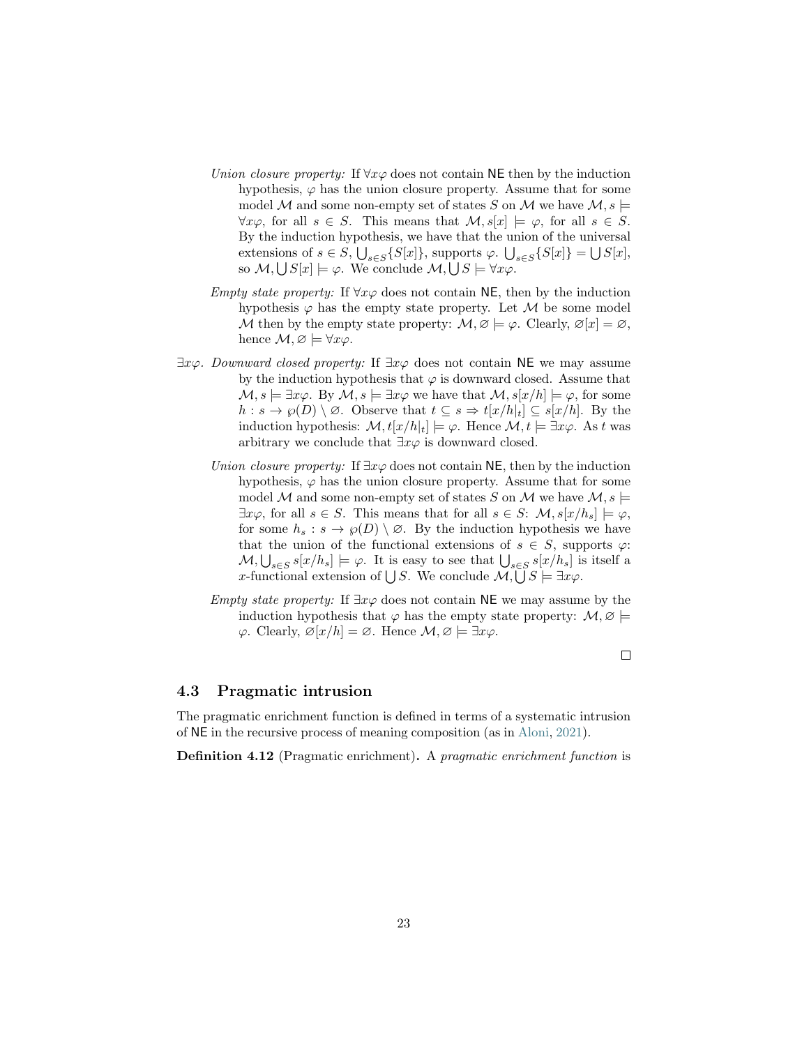*Union closure property:* If $\forall x\varphi$ does not contain $\mathsf{NE}$ then by the induction hypothesis, $\varphi$ has the union closure property. Assume that for some model $\mathcal{M}$ and some non-empty set of states $S$ on $\mathcal{M}$ we have $\mathcal{M}, s \models \forall x\varphi$, for all $s \in S$. This means that $\mathcal{M}, s[x] \models \varphi$, for all $s \in S$. By the induction hypothesis, we have that the union of the universal extensions of $s \in S$, $\bigcup_{s\in S}\{S[x]\}$, supports $\varphi$. $\bigcup_{s\in S}\{S[x]\} = \bigcup S[x]$, so $\mathcal{M}, \bigcup S[x] \models \varphi$. We conclude $\mathcal{M}, \bigcup S \models \forall x\varphi$.

*Empty state property:* If $\forall x\varphi$ does not contain $\mathsf{NE}$, then by the induction hypothesis $\varphi$ has the empty state property. Let $\mathcal{M}$ be some model $\mathcal{M}$ then by the empty state property: $\mathcal{M}, \varnothing \models \varphi$. Clearly, $\varnothing[x] = \varnothing$, hence $\mathcal{M}, \varnothing \models \forall x\varphi$.

$\exists x\varphi$. *Downward closed property:* If $\exists x\varphi$ does not contain $\mathsf{NE}$ we may assume by the induction hypothesis that $\varphi$ is downward closed. Assume that $\mathcal{M}, s \models \exists x\varphi$. By $\mathcal{M}, s \models \exists x\varphi$ we have that $\mathcal{M}, s[x/h] \models \varphi$, for some $h : s \to \wp(D) \setminus \varnothing$. Observe that $t \subseteq s \Rightarrow t[x/h|_t] \subseteq s[x/h]$. By the induction hypothesis: $\mathcal{M}, t[x/h|_t] \models \varphi$. Hence $\mathcal{M}, t \models \exists x\varphi$. As $t$ was arbitrary we conclude that $\exists x\varphi$ is downward closed.

*Union closure property:* If $\exists x\varphi$ does not contain $\mathsf{NE}$, then by the induction hypothesis, $\varphi$ has the union closure property. Assume that for some model $\mathcal{M}$ and some non-empty set of states $S$ on $\mathcal{M}$ we have $\mathcal{M}, s \models \exists x\varphi$, for all $s \in S$. This means that for all $s \in S$: $\mathcal{M}, s[x/h_s] \models \varphi$, for some $h_s : s \to \wp(D) \setminus \varnothing$. By the induction hypothesis we have that the union of the functional extensions of $s \in S$, supports $\varphi$: $\mathcal{M}, \bigcup_{s\in S} s[x/h_s] \models \varphi$. It is easy to see that $\bigcup_{s\in S} s[x/h_s]$ is itself a $x$-functional extension of $\bigcup S$. We conclude $\mathcal{M}, \bigcup S \models \exists x\varphi$.

*Empty state property:* If $\exists x\varphi$ does not contain $\mathsf{NE}$ we may assume by the induction hypothesis that $\varphi$ has the empty state property: $\mathcal{M}, \varnothing \models \varphi$. Clearly, $\varnothing[x/h] = \varnothing$. Hence $\mathcal{M}, \varnothing \models \exists x\varphi$.

□

### 4.3 Pragmatic intrusion

The pragmatic enrichment function is defined in terms of a systematic intrusion of $\mathsf{NE}$ in the recursive process of meaning composition (as in Aloni, 2021).

**Definition 4.12** (Pragmatic enrichment)**.** A *pragmatic enrichment function* is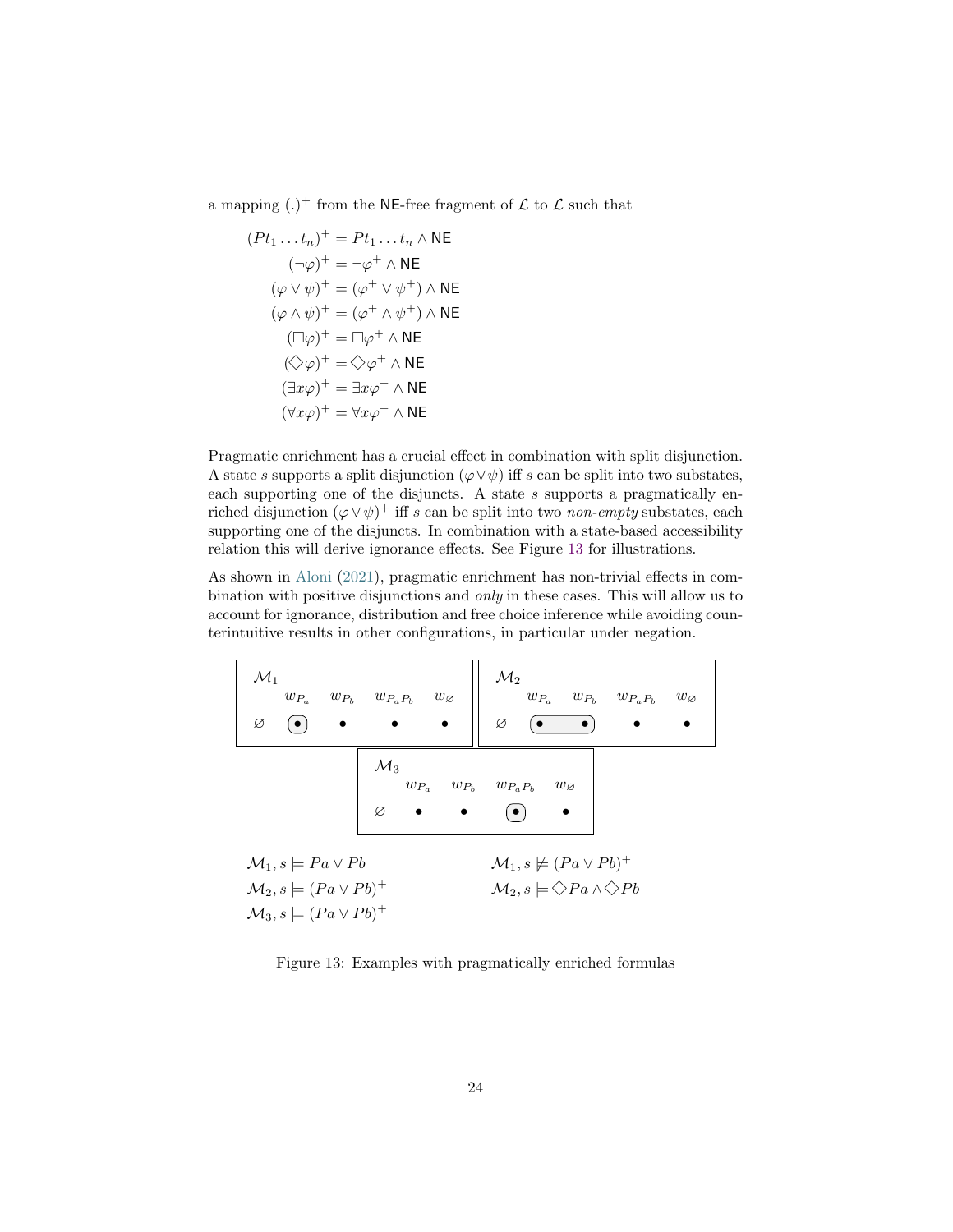a mapping $(.)^+$ from the $\mathsf{NE}$-free fragment of $\mathcal{L}$ to $\mathcal{L}$ such that

$$
\begin{aligned}
(Pt_1 \ldots t_n)^+ &= Pt_1 \ldots t_n \wedge \mathsf{NE} \\
(\neg\varphi)^+ &= \neg\varphi^+ \wedge \mathsf{NE} \\
(\varphi \vee \psi)^+ &= (\varphi^+ \vee \psi^+) \wedge \mathsf{NE} \\
(\varphi \wedge \psi)^+ &= (\varphi^+ \wedge \psi^+) \wedge \mathsf{NE} \\
(\Box\varphi)^+ &= \Box\varphi^+ \wedge \mathsf{NE} \\
(\Diamond\varphi)^+ &= \Diamond\varphi^+ \wedge \mathsf{NE} \\
(\exists x\varphi)^+ &= \exists x\varphi^+ \wedge \mathsf{NE} \\
(\forall x\varphi)^+ &= \forall x\varphi^+ \wedge \mathsf{NE}
\end{aligned}
$$

Pragmatic enrichment has a crucial effect in combination with split disjunction. A state $s$ supports a split disjunction $(\varphi \vee \psi)$ iff $s$ can be split into two substates, each supporting one of the disjuncts. A state $s$ supports a pragmatically enriched disjunction $(\varphi \vee \psi)^+$ iff $s$ can be split into two *non-empty* substates, each supporting one of the disjuncts. In combination with a state-based accessibility relation this will derive ignorance effects. See Figure 13 for illustrations.

As shown in Aloni (2021), pragmatic enrichment has non-trivial effects in combination with positive disjunctions and *only* in these cases. This will allow us to account for ignorance, distribution and free choice inference while avoiding counterintuitive results in other configurations, in particular under negation.

| $\mathcal{M}_1$ | | | | |
|---|---|---|---|---|
| | $w_{P_a}$ | $w_{P_b}$ | $w_{P_aP_b}$ | $w_\varnothing$ |
| $\varnothing$ | (•) | • | • | • |

| $\mathcal{M}_2$ | | | | |
|---|---|---|---|---|
| | $w_{P_a}$ | $w_{P_b}$ | $w_{P_aP_b}$ | $w_\varnothing$ |
| $\varnothing$ | (• | •) | • | • |

| $\mathcal{M}_3$ | | | | |
|---|---|---|---|---|
| | $w_{P_a}$ | $w_{P_b}$ | $w_{P_aP_b}$ | $w_\varnothing$ |
| $\varnothing$ | • | • | (•) | • |

$\mathcal{M}_1, s \models Pa \vee Pb$ &emsp; $\mathcal{M}_1, s \not\models (Pa \vee Pb)^+$

$\mathcal{M}_2, s \models (Pa \vee Pb)^+$ &emsp; $\mathcal{M}_2, s \models \Diamond Pa \wedge \Diamond Pb$

$\mathcal{M}_3, s \models (Pa \vee Pb)^+$

Figure 13: Examples with pragmatically enriched formulas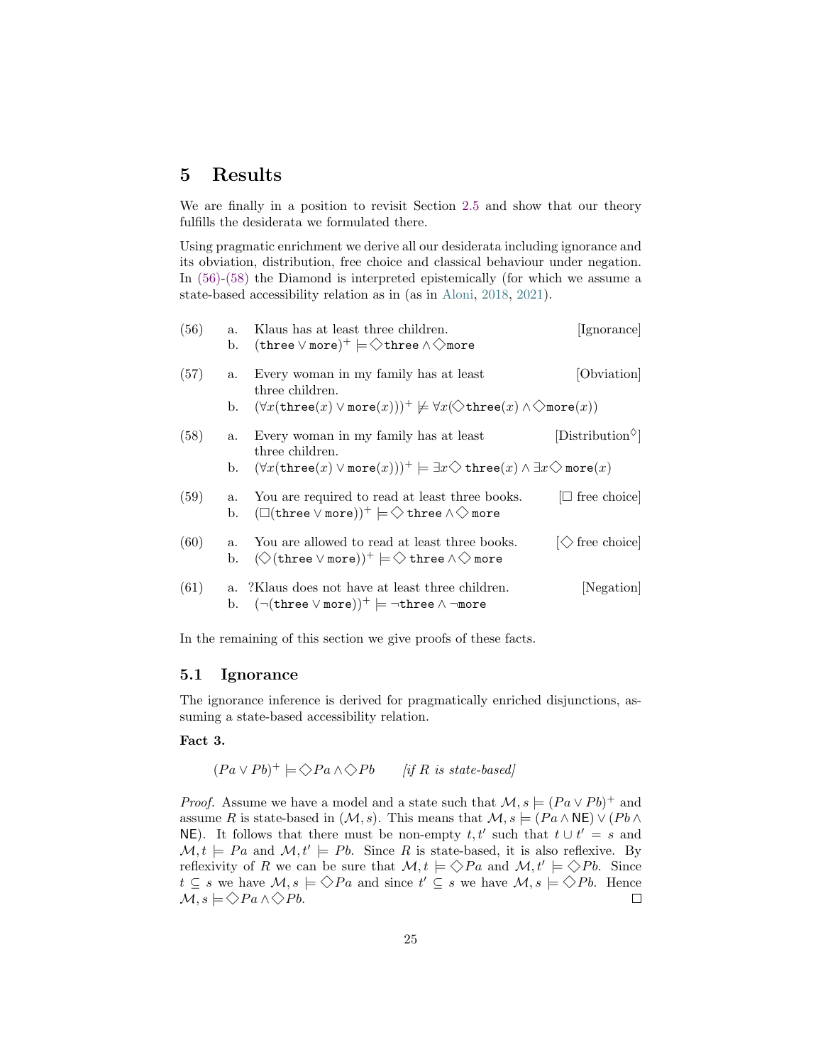## 5 Results

We are finally in a position to revisit Section 2.5 and show that our theory fulfills the desiderata we formulated there.

Using pragmatic enrichment we derive all our desiderata including ignorance and its obviation, distribution, free choice and classical behaviour under negation. In (56)-(58) the Diamond is interpreted epistemically (for which we assume a state-based accessibility relation as in (as in Aloni, 2018, 2021).

(56) a. Klaus has at least three children. [Ignorance]

b. $(\texttt{three} \vee \texttt{more})^+ \models \Diamond\texttt{three} \wedge \Diamond\texttt{more}$

(57) a. Every woman in my family has at least three children. [Obviation]

b. $(\forall x(\texttt{three}(x) \vee \texttt{more}(x)))^+ \not\models \forall x(\Diamond\texttt{three}(x) \wedge \Diamond\texttt{more}(x))$

(58) a. Every woman in my family has at least three children. [Distribution$^\Diamond$]

b. $(\forall x(\texttt{three}(x) \vee \texttt{more}(x)))^+ \models \exists x\Diamond\,\texttt{three}(x) \wedge \exists x\Diamond\,\texttt{more}(x)$

(59) a. You are required to read at least three books. [$\Box$ free choice]

b. $(\Box(\texttt{three} \vee \texttt{more}))^+ \models \Diamond\,\texttt{three} \wedge \Diamond\,\texttt{more}$

(60) a. You are allowed to read at least three books. [$\Diamond$ free choice]

b. $(\Diamond(\texttt{three} \vee \texttt{more}))^+ \models \Diamond\,\texttt{three} \wedge \Diamond\,\texttt{more}$

(61) a. ?Klaus does not have at least three children. [Negation]

b. $(\neg(\texttt{three} \vee \texttt{more}))^+ \models \neg\texttt{three} \wedge \neg\texttt{more}$

In the remaining of this section we give proofs of these facts.

### 5.1 Ignorance

The ignorance inference is derived for pragmatically enriched disjunctions, assuming a state-based accessibility relation.

**Fact 3.**

$$(Pa \vee Pb)^+ \models \Diamond Pa \wedge \Diamond Pb \qquad \textit{[if } R \textit{ is state-based]}$$

*Proof.* Assume we have a model and a state such that $\mathcal{M}, s \models (Pa \vee Pb)^+$ and assume $R$ is state-based in $(\mathcal{M}, s)$. This means that $\mathcal{M}, s \models (Pa \wedge \mathsf{NE}) \vee (Pb \wedge \mathsf{NE})$. It follows that there must be non-empty $t, t'$ such that $t \cup t' = s$ and $\mathcal{M}, t \models Pa$ and $\mathcal{M}, t' \models Pb$. Since $R$ is state-based, it is also reflexive. By reflexivity of $R$ we can be sure that $\mathcal{M}, t \models \Diamond Pa$ and $\mathcal{M}, t' \models \Diamond Pb$. Since $t \subseteq s$ we have $\mathcal{M}, s \models \Diamond Pa$ and since $t' \subseteq s$ we have $\mathcal{M}, s \models \Diamond Pb$. Hence $\mathcal{M}, s \models \Diamond Pa \wedge \Diamond Pb$. ◻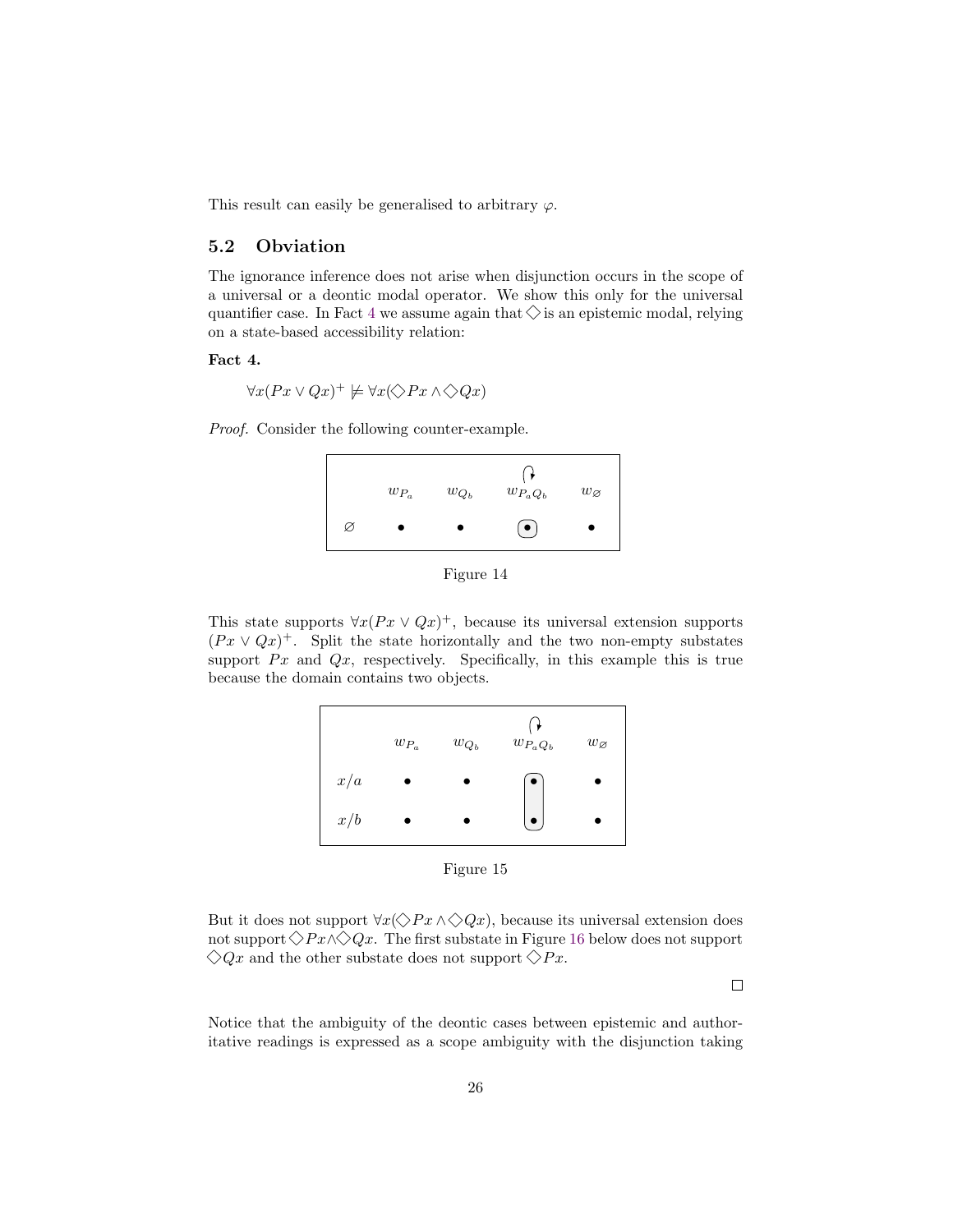This result can easily be generalised to arbitrary $\varphi$.

## 5.2 Obviation

The ignorance inference does not arise when disjunction occurs in the scope of a universal or a deontic modal operator. We show this only for the universal quantifier case. In Fact 4 we assume again that $\Diamond$ is an epistemic modal, relying on a state-based accessibility relation:

**Fact 4.**

$$\forall x(Px \vee Qx)^{+} \not\models \forall x(\Diamond Px \wedge \Diamond Qx)$$

*Proof.* Consider the following counter-example.

| | $w_{P_a}$ | $w_{Q_b}$ | $w_{P_aQ_b}$ | $w_{\varnothing}$ |
|---|---|---|---|---|
| $\varnothing$ | • | • | • | • |

Figure 14

This state supports $\forall x(Px \vee Qx)^{+}$, because its universal extension supports $(Px \vee Qx)^{+}$. Split the state horizontally and the two non-empty substates support $Px$ and $Qx$, respectively. Specifically, in this example this is true because the domain contains two objects.

| | $w_{P_a}$ | $w_{Q_b}$ | $w_{P_aQ_b}$ | $w_{\varnothing}$ |
|---|---|---|---|---|
| $x/a$ | • | • | • | • |
| $x/b$ | • | • | • | • |

Figure 15

But it does not support $\forall x(\Diamond Px \wedge \Diamond Qx)$, because its universal extension does not support $\Diamond Px \wedge \Diamond Qx$. The first substate in Figure 16 below does not support $\Diamond Qx$ and the other substate does not support $\Diamond Px$.

□

Notice that the ambiguity of the deontic cases between epistemic and authoritative readings is expressed as a scope ambiguity with the disjunction taking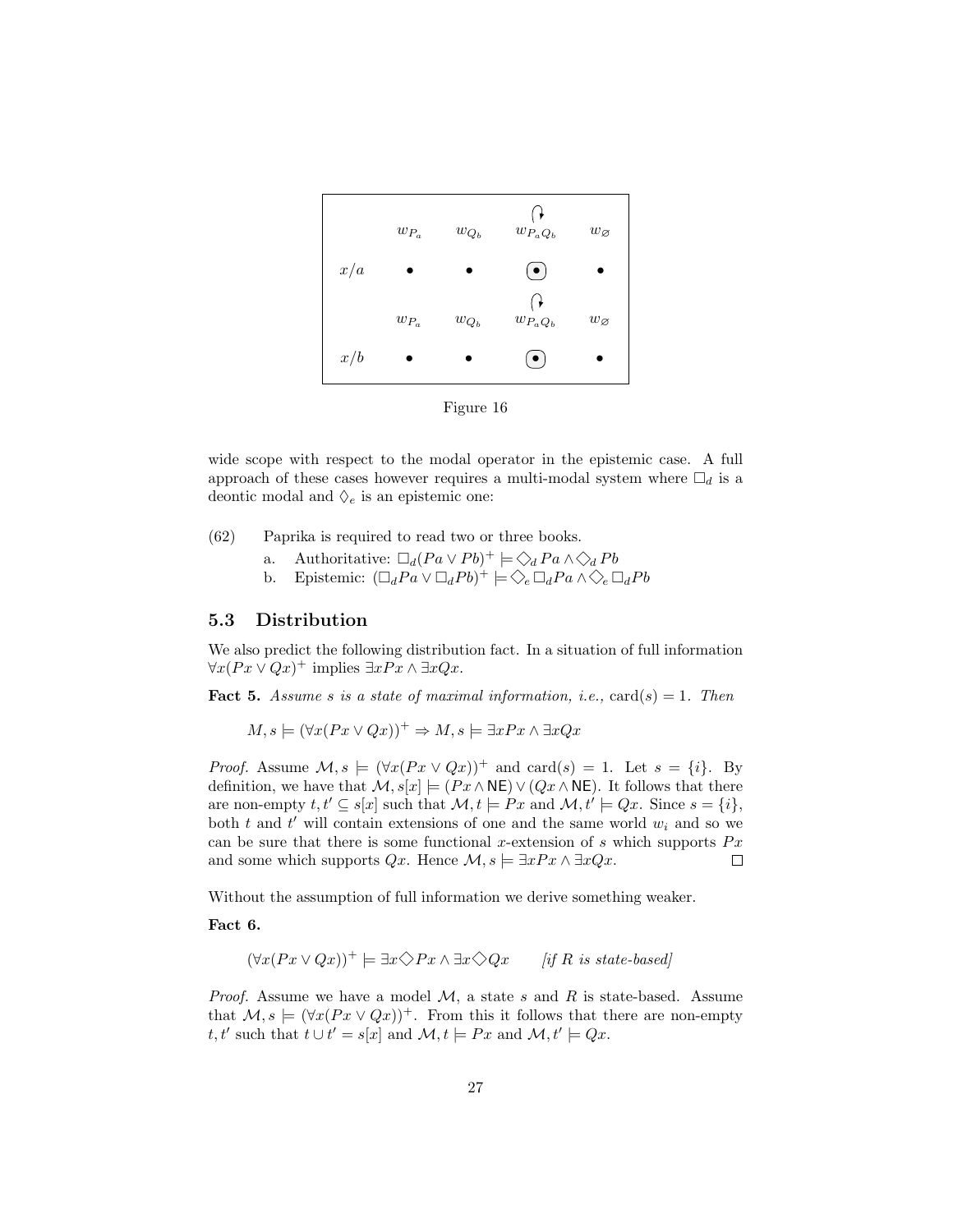| | $w_{P_a}$ | $w_{Q_b}$ | $w_{P_aQ_b}$ | $w_\varnothing$ |
|---|---|---|---|---|
| $x/a$ | • | • | (•) | • |
| | $w_{P_a}$ | $w_{Q_b}$ | $w_{P_aQ_b}$ | $w_\varnothing$ |
| $x/b$ | • | • | (•) | • |

Figure 16

wide scope with respect to the modal operator in the epistemic case. A full approach of these cases however requires a multi-modal system where $\Box_d$ is a deontic modal and $\Diamond_e$ is an epistemic one:

(62) Paprika is required to read two or three books.

a. Authoritative: $\Box_d(Pa \vee Pb)^+ \models \Diamond_d Pa \wedge \Diamond_d Pb$

b. Epistemic: $(\Box_d Pa \vee \Box_d Pb)^+ \models \Diamond_e \Box_d Pa \wedge \Diamond_e \Box_d Pb$

### 5.3 Distribution

We also predict the following distribution fact. In a situation of full information $\forall x(Px \vee Qx)^+$ implies $\exists x Px \wedge \exists x Qx$.

**Fact 5.** *Assume s is a state of maximal information, i.e.,* $\text{card}(s) = 1$. *Then*

$$M, s \models (\forall x(Px \vee Qx))^+ \Rightarrow M, s \models \exists x Px \wedge \exists x Qx$$

*Proof.* Assume $\mathcal{M}, s \models (\forall x(Px \vee Qx))^+$ and $\text{card}(s) = 1$. Let $s = \{i\}$. By definition, we have that $\mathcal{M}, s[x] \models (Px \wedge \mathsf{NE}) \vee (Qx \wedge \mathsf{NE})$. It follows that there are non-empty $t, t' \subseteq s[x]$ such that $\mathcal{M}, t \models Px$ and $\mathcal{M}, t' \models Qx$. Since $s = \{i\}$, both $t$ and $t'$ will contain extensions of one and the same world $w_i$ and so we can be sure that there is some functional $x$-extension of $s$ which supports $Px$ and some which supports $Qx$. Hence $\mathcal{M}, s \models \exists x Px \wedge \exists x Qx$. □

Without the assumption of full information we derive something weaker.

**Fact 6.**

$$(\forall x(Px \vee Qx))^+ \models \exists x \Diamond Px \wedge \exists x \Diamond Qx \qquad \textit{[if R is state-based]}$$

*Proof.* Assume we have a model $\mathcal{M}$, a state $s$ and $R$ is state-based. Assume that $\mathcal{M}, s \models (\forall x(Px \vee Qx))^+$. From this it follows that there are non-empty $t, t'$ such that $t \cup t' = s[x]$ and $\mathcal{M}, t \models Px$ and $\mathcal{M}, t' \models Qx$.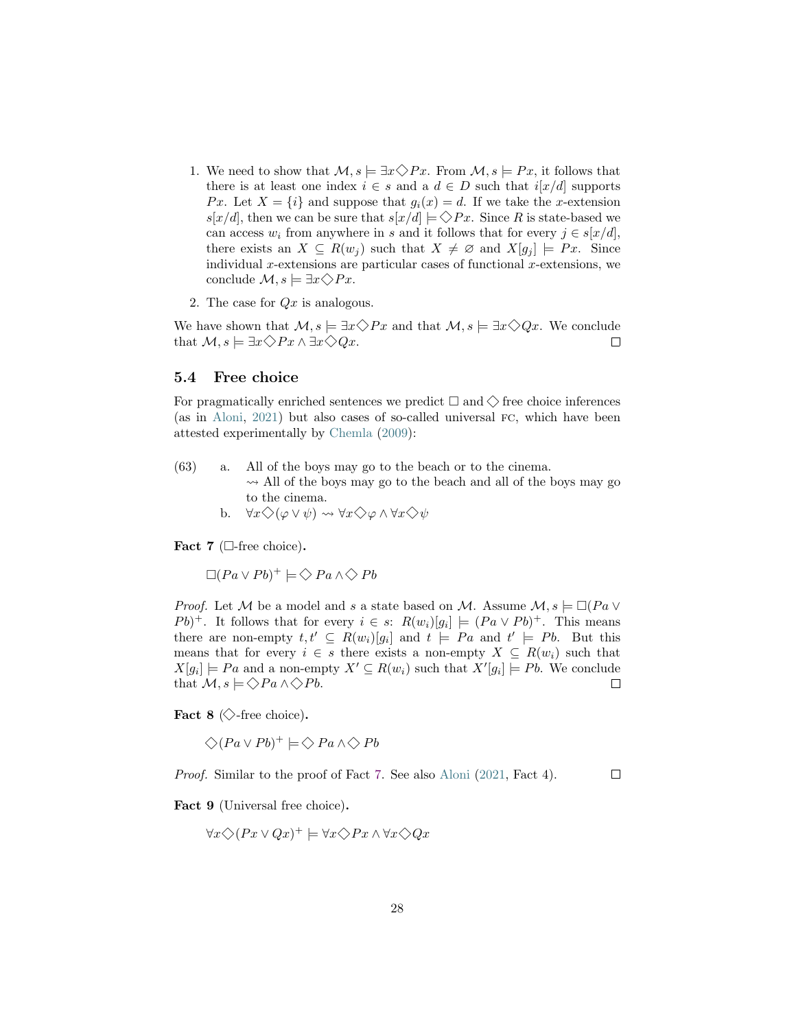1. We need to show that $\mathcal{M}, s \models \exists x \Diamond Px$. From $\mathcal{M}, s \models Px$, it follows that there is at least one index $i \in s$ and a $d \in D$ such that $i[x/d]$ supports $Px$. Let $X = \{i\}$ and suppose that $g_i(x) = d$. If we take the $x$-extension $s[x/d]$, then we can be sure that $s[x/d] \models \Diamond Px$. Since $R$ is state-based we can access $w_i$ from anywhere in $s$ and it follows that for every $j \in s[x/d]$, there exists an $X \subseteq R(w_j)$ such that $X \neq \varnothing$ and $X[g_j] \models Px$. Since individual $x$-extensions are particular cases of functional $x$-extensions, we conclude $\mathcal{M}, s \models \exists x \Diamond Px$.
2. The case for $Qx$ is analogous.

We have shown that $\mathcal{M}, s \models \exists x \Diamond Px$ and that $\mathcal{M}, s \models \exists x \Diamond Qx$. We conclude that $\mathcal{M}, s \models \exists x \Diamond Px \wedge \exists x \Diamond Qx$. □

### 5.4 Free choice

For pragmatically enriched sentences we predict $\Box$ and $\Diamond$ free choice inferences (as in Aloni, 2021) but also cases of so-called universal FC, which have been attested experimentally by Chemla (2009):

(63) a. All of the boys may go to the beach or to the cinema.
$\rightsquigarrow$ All of the boys may go to the beach and all of the boys may go to the cinema.

b. $\forall x \Diamond(\varphi \vee \psi) \rightsquigarrow \forall x \Diamond \varphi \wedge \forall x \Diamond \psi$

**Fact 7** ($\Box$-free choice)**.**

$$\Box(Pa \vee Pb)^+ \models \Diamond Pa \wedge \Diamond Pb$$

*Proof.* Let $\mathcal{M}$ be a model and $s$ a state based on $\mathcal{M}$. Assume $\mathcal{M}, s \models \Box(Pa \vee Pb)^+$. It follows that for every $i \in s$: $R(w_i)[g_i] \models (Pa \vee Pb)^+$. This means there are non-empty $t, t' \subseteq R(w_i)[g_i]$ and $t \models Pa$ and $t' \models Pb$. But this means that for every $i \in s$ there exists a non-empty $X \subseteq R(w_i)$ such that $X[g_i] \models Pa$ and a non-empty $X' \subseteq R(w_i)$ such that $X'[g_i] \models Pb$. We conclude that $\mathcal{M}, s \models \Diamond Pa \wedge \Diamond Pb$. □

**Fact 8** ($\Diamond$-free choice)**.**

$$\Diamond(Pa \vee Pb)^+ \models \Diamond Pa \wedge \Diamond Pb$$

*Proof.* Similar to the proof of Fact 7. See also Aloni (2021, Fact 4). □

**Fact 9** (Universal free choice)**.**

$$\forall x \Diamond(Px \vee Qx)^+ \models \forall x \Diamond Px \wedge \forall x \Diamond Qx$$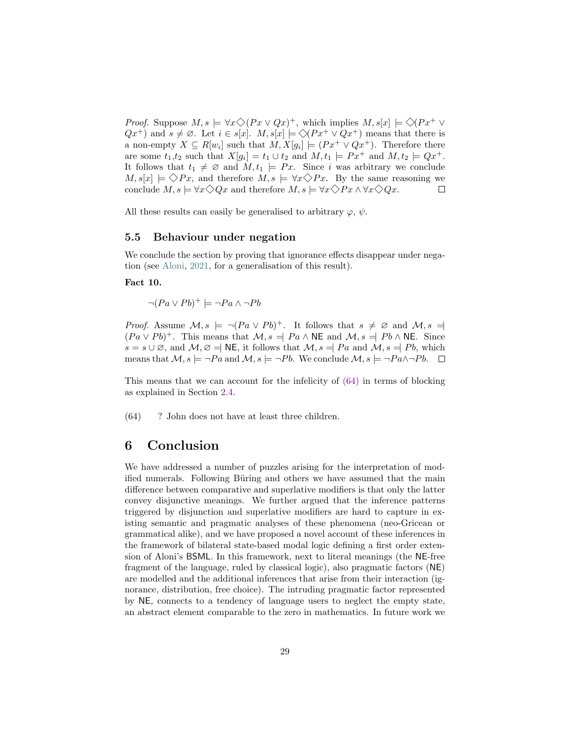*Proof.* Suppose $M, s \models \forall x \Diamond (Px \vee Qx)^+$, which implies $M, s[x] \models \Diamond (Px^+ \vee Qx^+)$ and $s \neq \varnothing$. Let $i \in s[x]$. $M, s[x] \models \Diamond (Px^+ \vee Qx^+)$ means that there is a non-empty $X \subseteq R[w_i]$ such that $M, X[g_i] \models (Px^+ \vee Qx^+)$. Therefore there are some $t_1$,$t_2$ such that $X[g_i] = t_1 \cup t_2$ and $M, t_1 \models Px^+$ and $M, t_2 \models Qx^+$. It follows that $t_1 \neq \varnothing$ and $M, t_1 \models Px$. Since $i$ was arbitrary we conclude $M, s[x] \models \Diamond Px$, and therefore $M, s \models \forall x \Diamond Px$. By the same reasoning we conclude $M, s \models \forall x \Diamond Qx$ and therefore $M, s \models \forall x \Diamond Px \wedge \forall x \Diamond Qx$. □

All these results can easily be generalised to arbitrary $\varphi$, $\psi$.

### 5.5 Behaviour under negation

We conclude the section by proving that ignorance effects disappear under negation (see Aloni, 2021, for a generalisation of this result).

**Fact 10.**

$$\neg (Pa \vee Pb)^+ \models \neg Pa \wedge \neg Pb$$

*Proof.* Assume $\mathcal{M}, s \models \neg (Pa \vee Pb)^+$. It follows that $s \neq \varnothing$ and $\mathcal{M}, s \;=\!\mid\; (Pa \vee Pb)^+$. This means that $\mathcal{M}, s \;=\!\mid\; Pa \wedge \mathsf{NE}$ and $\mathcal{M}, s \;=\!\mid\; Pb \wedge \mathsf{NE}$. Since $s = s \cup \varnothing$, and $\mathcal{M}, \varnothing \;=\!\mid\; \mathsf{NE}$, it follows that $\mathcal{M}, s \;=\!\mid\; Pa$ and $\mathcal{M}, s \;=\!\mid\; Pb$, which means that $\mathcal{M}, s \models \neg Pa$ and $\mathcal{M}, s \models \neg Pb$. We conclude $\mathcal{M}, s \models \neg Pa \wedge \neg Pb$. □

This means that we can account for the infelicity of (64) in terms of blocking as explained in Section 2.4.

(64) ? John does not have at least three children.

## 6 Conclusion

We have addressed a number of puzzles arising for the interpretation of modified numerals. Following Büring and others we have assumed that the main difference between comparative and superlative modifiers is that only the latter convey disjunctive meanings. We further argued that the inference patterns triggered by disjunction and superlative modifiers are hard to capture in existing semantic and pragmatic analyses of these phenomena (neo-Gricean or grammatical alike), and we have proposed a novel account of these inferences in the framework of bilateral state-based modal logic defining a first order extension of Aloni's BSML. In this framework, next to literal meanings (the NE-free fragment of the language, ruled by classical logic), also pragmatic factors (NE) are modelled and the additional inferences that arise from their interaction (ignorance, distribution, free choice). The intruding pragmatic factor represented by NE, connects to a tendency of language users to neglect the empty state, an abstract element comparable to the zero in mathematics. In future work we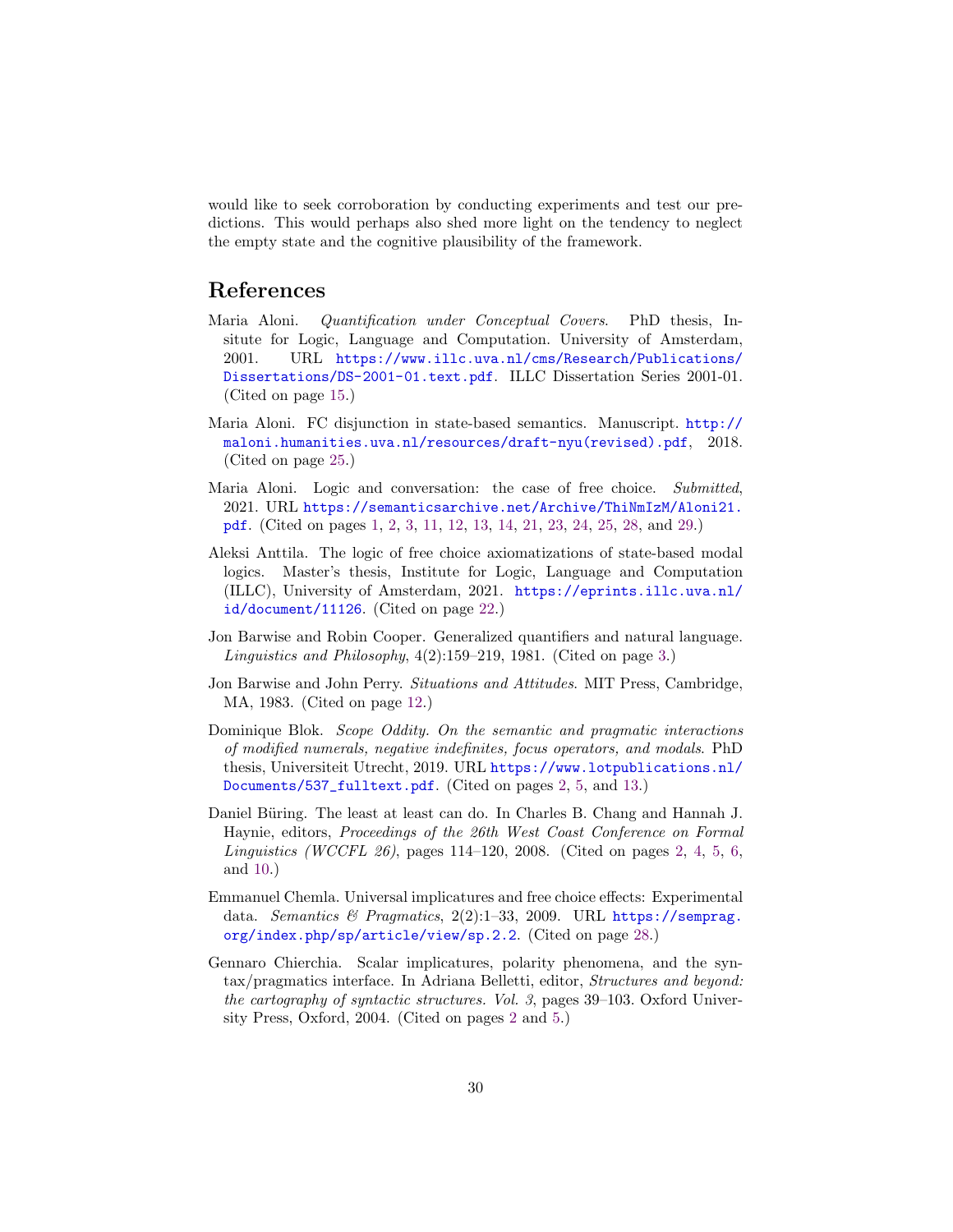would like to seek corroboration by conducting experiments and test our predictions. This would perhaps also shed more light on the tendency to neglect the empty state and the cognitive plausibility of the framework.

## References

Maria Aloni. *Quantification under Conceptual Covers*. PhD thesis, Insitute for Logic, Language and Computation. University of Amsterdam, 2001. URL https://www.illc.uva.nl/cms/Research/Publications/Dissertations/DS-2001-01.text.pdf. ILLC Dissertation Series 2001-01. (Cited on page 15.)

Maria Aloni. FC disjunction in state-based semantics. Manuscript. http://maloni.humanities.uva.nl/resources/draft-nyu(revised).pdf, 2018. (Cited on page 25.)

Maria Aloni. Logic and conversation: the case of free choice. *Submitted*, 2021. URL https://semanticsarchive.net/Archive/ThiNmIzM/Aloni21.pdf. (Cited on pages 1, 2, 3, 11, 12, 13, 14, 21, 23, 24, 25, 28, and 29.)

Aleksi Anttila. The logic of free choice axiomatizations of state-based modal logics. Master's thesis, Institute for Logic, Language and Computation (ILLC), University of Amsterdam, 2021. https://eprints.illc.uva.nl/id/document/11126. (Cited on page 22.)

Jon Barwise and Robin Cooper. Generalized quantifiers and natural language. *Linguistics and Philosophy*, 4(2):159–219, 1981. (Cited on page 3.)

Jon Barwise and John Perry. *Situations and Attitudes*. MIT Press, Cambridge, MA, 1983. (Cited on page 12.)

Dominique Blok. *Scope Oddity. On the semantic and pragmatic interactions of modified numerals, negative indefinites, focus operators, and modals*. PhD thesis, Universiteit Utrecht, 2019. URL https://www.lotpublications.nl/Documents/537_fulltext.pdf. (Cited on pages 2, 5, and 13.)

Daniel Büring. The least at least can do. In Charles B. Chang and Hannah J. Haynie, editors, *Proceedings of the 26th West Coast Conference on Formal Linguistics (WCCFL 26)*, pages 114–120, 2008. (Cited on pages 2, 4, 5, 6, and 10.)

Emmanuel Chemla. Universal implicatures and free choice effects: Experimental data. *Semantics & Pragmatics*, 2(2):1–33, 2009. URL https://semprag.org/index.php/sp/article/view/sp.2.2. (Cited on page 28.)

Gennaro Chierchia. Scalar implicatures, polarity phenomena, and the syntax/pragmatics interface. In Adriana Belletti, editor, *Structures and beyond: the cartography of syntactic structures. Vol. 3*, pages 39–103. Oxford University Press, Oxford, 2004. (Cited on pages 2 and 5.)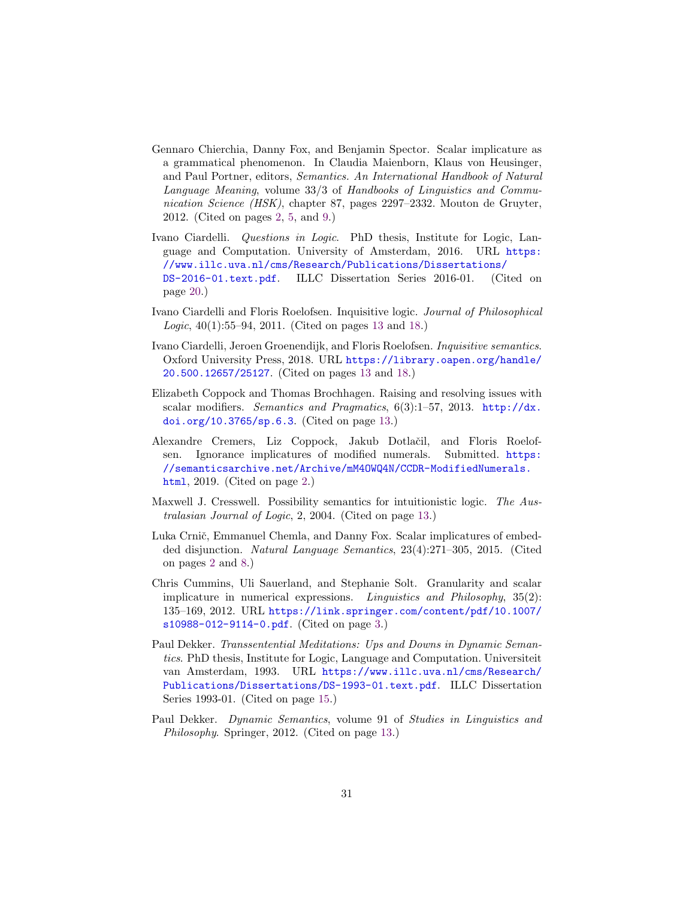Gennaro Chierchia, Danny Fox, and Benjamin Spector. Scalar implicature as a grammatical phenomenon. In Claudia Maienborn, Klaus von Heusinger, and Paul Portner, editors, *Semantics. An International Handbook of Natural Language Meaning*, volume 33/3 of *Handbooks of Linguistics and Communication Science (HSK)*, chapter 87, pages 2297–2332. Mouton de Gruyter, 2012. (Cited on pages 2, 5, and 9.)

Ivano Ciardelli. *Questions in Logic*. PhD thesis, Institute for Logic, Language and Computation. University of Amsterdam, 2016. URL https://www.illc.uva.nl/cms/Research/Publications/Dissertations/DS-2016-01.text.pdf. ILLC Dissertation Series 2016-01. (Cited on page 20.)

Ivano Ciardelli and Floris Roelofsen. Inquisitive logic. *Journal of Philosophical Logic*, 40(1):55–94, 2011. (Cited on pages 13 and 18.)

Ivano Ciardelli, Jeroen Groenendijk, and Floris Roelofsen. *Inquisitive semantics*. Oxford University Press, 2018. URL https://library.oapen.org/handle/20.500.12657/25127. (Cited on pages 13 and 18.)

Elizabeth Coppock and Thomas Brochhagen. Raising and resolving issues with scalar modifiers. *Semantics and Pragmatics*, 6(3):1–57, 2013. http://dx.doi.org/10.3765/sp.6.3. (Cited on page 13.)

Alexandre Cremers, Liz Coppock, Jakub Dotlačil, and Floris Roelofsen. Ignorance implicatures of modified numerals. Submitted. https://semanticsarchive.net/Archive/mM4OWQ4N/CCDR-ModifiedNumerals.html, 2019. (Cited on page 2.)

Maxwell J. Cresswell. Possibility semantics for intuitionistic logic. *The Australasian Journal of Logic*, 2, 2004. (Cited on page 13.)

Luka Crnič, Emmanuel Chemla, and Danny Fox. Scalar implicatures of embedded disjunction. *Natural Language Semantics*, 23(4):271–305, 2015. (Cited on pages 2 and 8.)

Chris Cummins, Uli Sauerland, and Stephanie Solt. Granularity and scalar implicature in numerical expressions. *Linguistics and Philosophy*, 35(2): 135–169, 2012. URL https://link.springer.com/content/pdf/10.1007/s10988-012-9114-0.pdf. (Cited on page 3.)

Paul Dekker. *Transsentential Meditations: Ups and Downs in Dynamic Semantics*. PhD thesis, Institute for Logic, Language and Computation. Universiteit van Amsterdam, 1993. URL https://www.illc.uva.nl/cms/Research/Publications/Dissertations/DS-1993-01.text.pdf. ILLC Dissertation Series 1993-01. (Cited on page 15.)

Paul Dekker. *Dynamic Semantics*, volume 91 of *Studies in Linguistics and Philosophy*. Springer, 2012. (Cited on page 13.)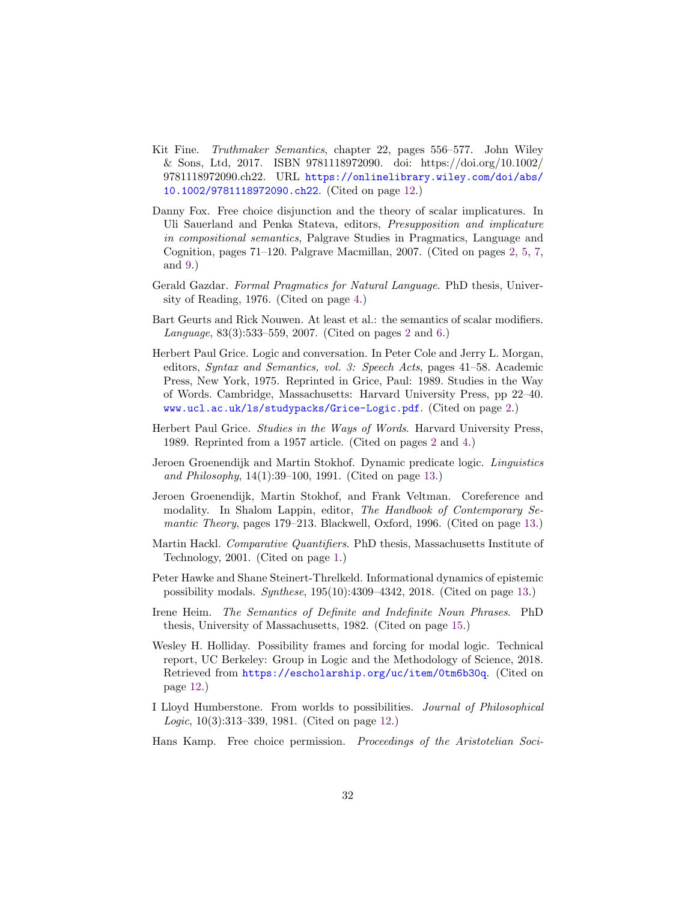Kit Fine. *Truthmaker Semantics*, chapter 22, pages 556–577. John Wiley & Sons, Ltd, 2017. ISBN 9781118972090. doi: https://doi.org/10.1002/9781118972090.ch22. URL https://onlinelibrary.wiley.com/doi/abs/10.1002/9781118972090.ch22. (Cited on page 12.)

Danny Fox. Free choice disjunction and the theory of scalar implicatures. In Uli Sauerland and Penka Stateva, editors, *Presupposition and implicature in compositional semantics*, Palgrave Studies in Pragmatics, Language and Cognition, pages 71–120. Palgrave Macmillan, 2007. (Cited on pages 2, 5, 7, and 9.)

Gerald Gazdar. *Formal Pragmatics for Natural Language*. PhD thesis, University of Reading, 1976. (Cited on page 4.)

Bart Geurts and Rick Nouwen. At least et al.: the semantics of scalar modifiers. *Language*, 83(3):533–559, 2007. (Cited on pages 2 and 6.)

Herbert Paul Grice. Logic and conversation. In Peter Cole and Jerry L. Morgan, editors, *Syntax and Semantics, vol. 3: Speech Acts*, pages 41–58. Academic Press, New York, 1975. Reprinted in Grice, Paul: 1989. Studies in the Way of Words. Cambridge, Massachusetts: Harvard University Press, pp 22–40. www.ucl.ac.uk/ls/studypacks/Grice-Logic.pdf. (Cited on page 2.)

Herbert Paul Grice. *Studies in the Ways of Words*. Harvard University Press, 1989. Reprinted from a 1957 article. (Cited on pages 2 and 4.)

Jeroen Groenendijk and Martin Stokhof. Dynamic predicate logic. *Linguistics and Philosophy*, 14(1):39–100, 1991. (Cited on page 13.)

Jeroen Groenendijk, Martin Stokhof, and Frank Veltman. Coreference and modality. In Shalom Lappin, editor, *The Handbook of Contemporary Semantic Theory*, pages 179–213. Blackwell, Oxford, 1996. (Cited on page 13.)

Martin Hackl. *Comparative Quantifiers*. PhD thesis, Massachusetts Institute of Technology, 2001. (Cited on page 1.)

Peter Hawke and Shane Steinert-Threlkeld. Informational dynamics of epistemic possibility modals. *Synthese*, 195(10):4309–4342, 2018. (Cited on page 13.)

Irene Heim. *The Semantics of Definite and Indefinite Noun Phrases*. PhD thesis, University of Massachusetts, 1982. (Cited on page 15.)

Wesley H. Holliday. Possibility frames and forcing for modal logic. Technical report, UC Berkeley: Group in Logic and the Methodology of Science, 2018. Retrieved from https://escholarship.org/uc/item/0tm6b30q. (Cited on page 12.)

I Lloyd Humberstone. From worlds to possibilities. *Journal of Philosophical Logic*, 10(3):313–339, 1981. (Cited on page 12.)

Hans Kamp. Free choice permission. *Proceedings of the Aristotelian Soci-*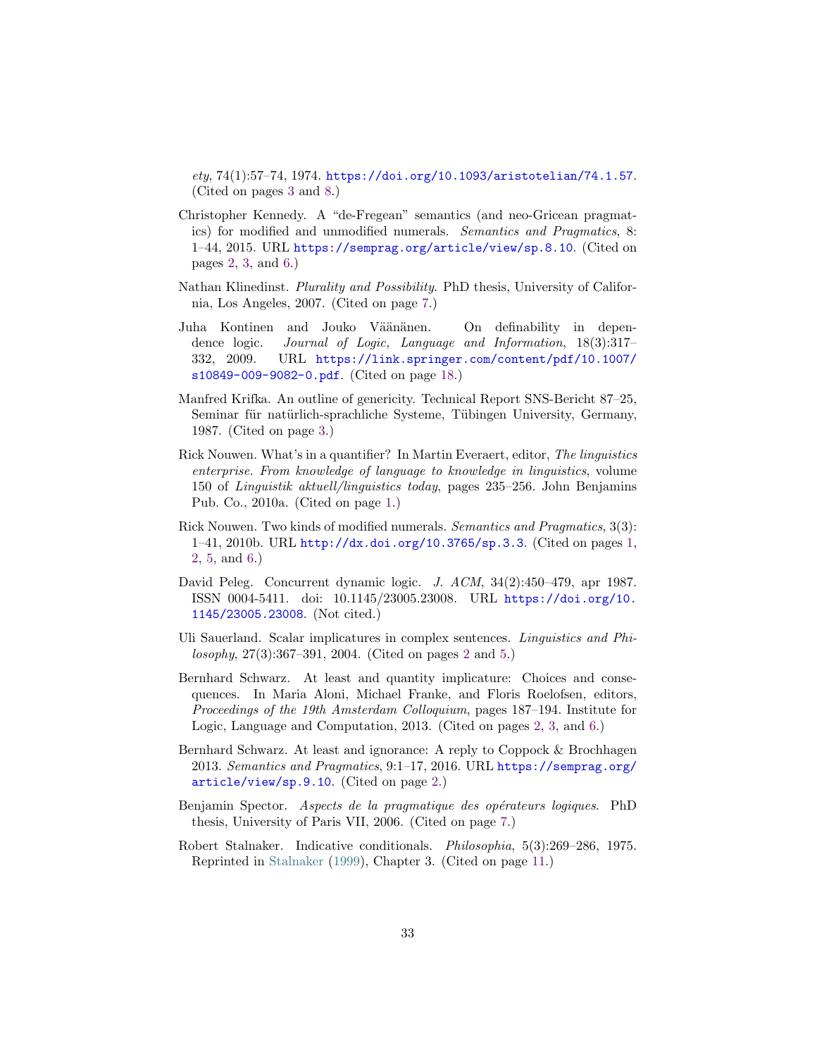*ety*, 74(1):57–74, 1974. https://doi.org/10.1093/aristotelian/74.1.57. (Cited on pages 3 and 8.)

Christopher Kennedy. A "de-Fregean" semantics (and neo-Gricean pragmatics) for modified and unmodified numerals. *Semantics and Pragmatics*, 8: 1–44, 2015. URL https://semprag.org/article/view/sp.8.10. (Cited on pages 2, 3, and 6.)

Nathan Klinedinst. *Plurality and Possibility*. PhD thesis, University of California, Los Angeles, 2007. (Cited on page 7.)

Juha Kontinen and Jouko Väänänen. On definability in dependence logic. *Journal of Logic, Language and Information*, 18(3):317–332, 2009. URL https://link.springer.com/content/pdf/10.1007/s10849-009-9082-0.pdf. (Cited on page 18.)

Manfred Krifka. An outline of genericity. Technical Report SNS-Bericht 87–25, Seminar für natürlich-sprachliche Systeme, Tübingen University, Germany, 1987. (Cited on page 3.)

Rick Nouwen. What's in a quantifier? In Martin Everaert, editor, *The linguistics enterprise. From knowledge of language to knowledge in linguistics*, volume 150 of *Linguistik aktuell/linguistics today*, pages 235–256. John Benjamins Pub. Co., 2010a. (Cited on page 1.)

Rick Nouwen. Two kinds of modified numerals. *Semantics and Pragmatics*, 3(3): 1–41, 2010b. URL http://dx.doi.org/10.3765/sp.3.3. (Cited on pages 1, 2, 5, and 6.)

David Peleg. Concurrent dynamic logic. *J. ACM*, 34(2):450–479, apr 1987. ISSN 0004-5411. doi: 10.1145/23005.23008. URL https://doi.org/10.1145/23005.23008. (Not cited.)

Uli Sauerland. Scalar implicatures in complex sentences. *Linguistics and Philosophy*, 27(3):367–391, 2004. (Cited on pages 2 and 5.)

Bernhard Schwarz. At least and quantity implicature: Choices and consequences. In Maria Aloni, Michael Franke, and Floris Roelofsen, editors, *Proceedings of the 19th Amsterdam Colloquium*, pages 187–194. Institute for Logic, Language and Computation, 2013. (Cited on pages 2, 3, and 6.)

Bernhard Schwarz. At least and ignorance: A reply to Coppock & Brochhagen 2013. *Semantics and Pragmatics*, 9:1–17, 2016. URL https://semprag.org/article/view/sp.9.10. (Cited on page 2.)

Benjamin Spector. *Aspects de la pragmatique des opérateurs logiques*. PhD thesis, University of Paris VII, 2006. (Cited on page 7.)

Robert Stalnaker. Indicative conditionals. *Philosophia*, 5(3):269–286, 1975. Reprinted in Stalnaker (1999), Chapter 3. (Cited on page 11.)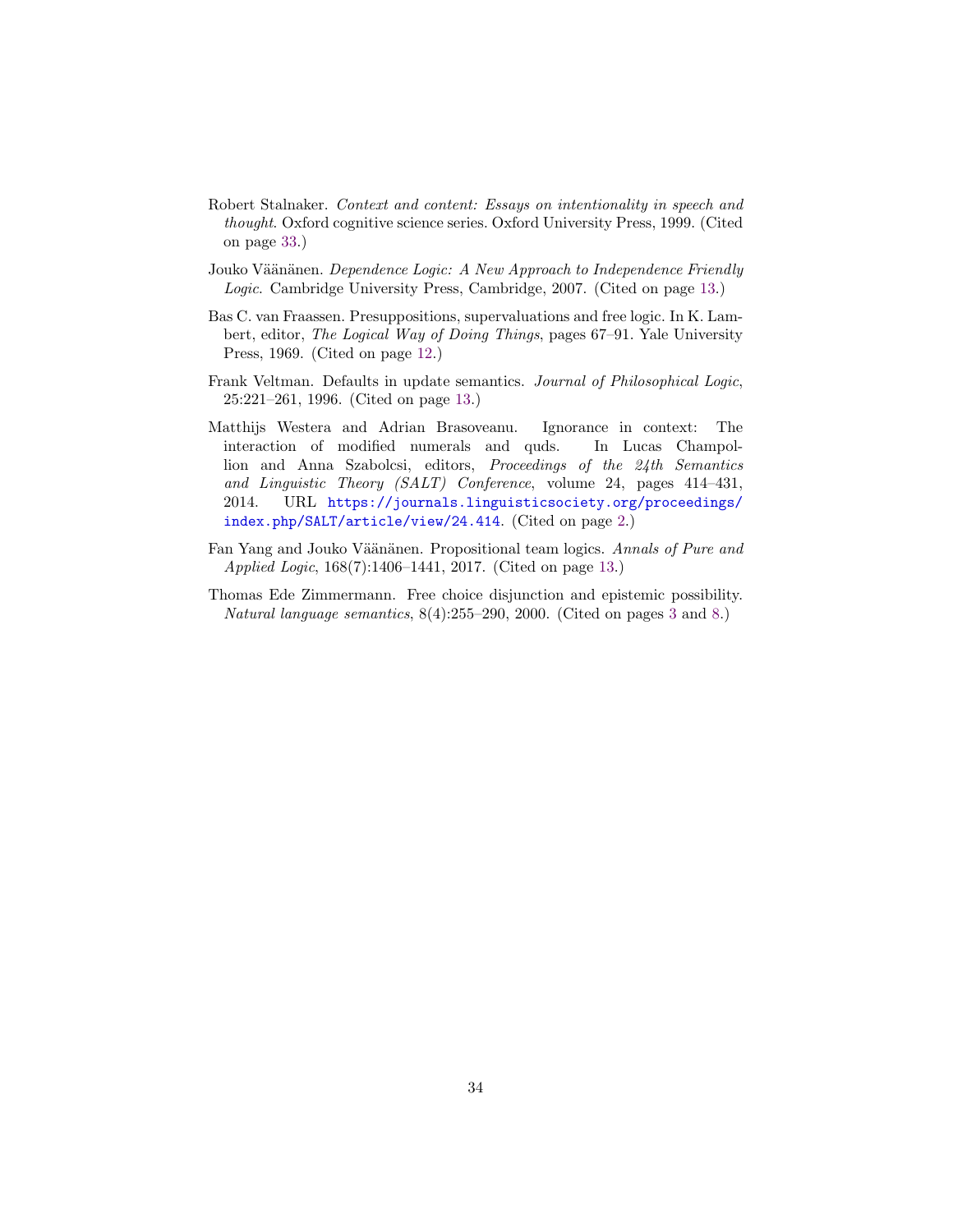Robert Stalnaker. *Context and content: Essays on intentionality in speech and thought*. Oxford cognitive science series. Oxford University Press, 1999. (Cited on page 33.)

Jouko Väänänen. *Dependence Logic: A New Approach to Independence Friendly Logic*. Cambridge University Press, Cambridge, 2007. (Cited on page 13.)

Bas C. van Fraassen. Presuppositions, supervaluations and free logic. In K. Lambert, editor, *The Logical Way of Doing Things*, pages 67–91. Yale University Press, 1969. (Cited on page 12.)

Frank Veltman. Defaults in update semantics. *Journal of Philosophical Logic*, 25:221–261, 1996. (Cited on page 13.)

Matthijs Westera and Adrian Brasoveanu. Ignorance in context: The interaction of modified numerals and quds. In Lucas Champollion and Anna Szabolcsi, editors, *Proceedings of the 24th Semantics and Linguistic Theory (SALT) Conference*, volume 24, pages 414–431, 2014. URL https://journals.linguisticsociety.org/proceedings/index.php/SALT/article/view/24.414. (Cited on page 2.)

Fan Yang and Jouko Väänänen. Propositional team logics. *Annals of Pure and Applied Logic*, 168(7):1406–1441, 2017. (Cited on page 13.)

Thomas Ede Zimmermann. Free choice disjunction and epistemic possibility. *Natural language semantics*, 8(4):255–290, 2000. (Cited on pages 3 and 8.)